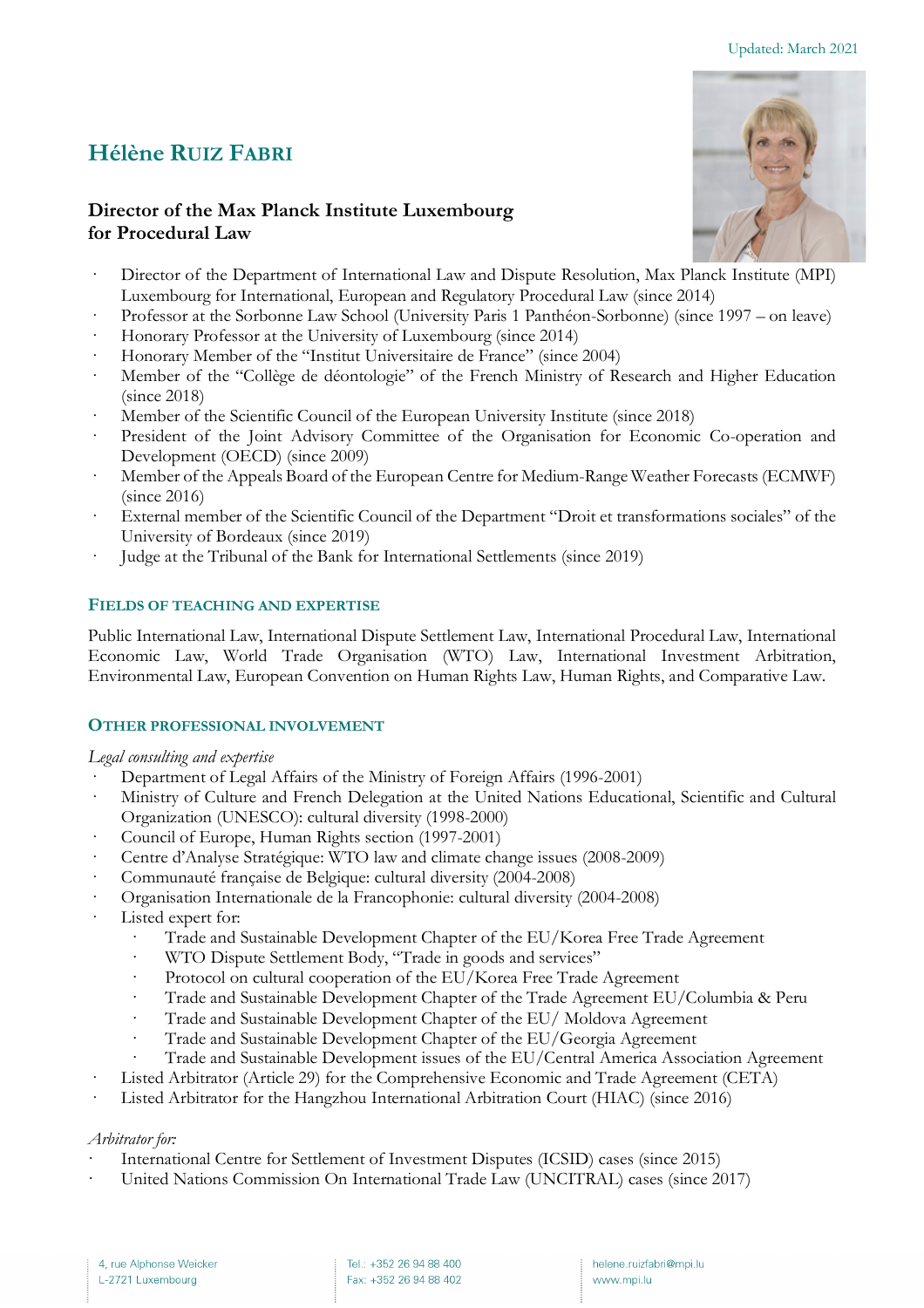Updated: March 2021

# Hélène RUIZ FABRI

## Director of the Max Planck Institute Luxembourg for Procedural Law

- Director of the Department of International Law and Dispute Resolution, Max Planck Institute (MPI) Luxembourg for International, European and Regulatory Procedural Law (since 2014)
- Professor at the Sorbonne Law School (University Paris 1 Panthéon-Sorbonne) (since 1997 – on leave)
- Honorary Professor at the University of Luxembourg (since 2014)
- Honorary Member of the "Institut Universitaire de France" (since 2004)
- Member of the "Collège de déontologie" of the French Ministry of Research and Higher Education (since 2018)
- Member of the Scientific Council of the European University Institute (since 2018)
- President of the Joint Advisory Committee of the Organisation for Economic Co-operation and Development (OECD) (since 2009)
- Member of the Appeals Board of the European Centre for Medium-Range Weather Forecasts (ECMWF) (since 2016)
- External member of the Scientific Council of the Department "Droit et transformations sociales" of the University of Bordeaux (since 2019)
- Judge at the Tribunal of the Bank for International Settlements (since 2019)

### FIELDS OF TEACHING AND EXPERTISE

Public International Law, International Dispute Settlement Law, International Procedural Law, International Economic Law, World Trade Organisation (WTO) Law, International Investment Arbitration, Environmental Law, European Convention on Human Rights Law, Human Rights, and Comparative Law.

### OTHER PROFESSIONAL INVOLVEMENT

*Legal consulting and expertise*

- Department of Legal Affairs of the Ministry of Foreign Affairs (1996-2001)
- Ministry of Culture and French Delegation at the United Nations Educational, Scientific and Cultural Organization (UNESCO): cultural diversity (1998-2000)
- Council of Europe, Human Rights section (1997-2001)
- Centre d'Analyse Stratégique: WTO law and climate change issues (2008-2009)
- Communauté française de Belgique: cultural diversity (2004-2008)
- Organisation Internationale de la Francophonie: cultural diversity (2004-2008)
- Listed expert for:
  - Trade and Sustainable Development Chapter of the EU/Korea Free Trade Agreement
  - WTO Dispute Settlement Body, "Trade in goods and services"
  - Protocol on cultural cooperation of the EU/Korea Free Trade Agreement
  - Trade and Sustainable Development Chapter of the Trade Agreement EU/Columbia & Peru
  - Trade and Sustainable Development Chapter of the EU/ Moldova Agreement
  - Trade and Sustainable Development Chapter of the EU/Georgia Agreement
  - Trade and Sustainable Development issues of the EU/Central America Association Agreement
- Listed Arbitrator (Article 29) for the Comprehensive Economic and Trade Agreement (CETA)
- Listed Arbitrator for the Hangzhou International Arbitration Court (HIAC) (since 2016)

*Arbitrator for:*

- International Centre for Settlement of Investment Disputes (ICSID) cases (since 2015)
- United Nations Commission On International Trade Law (UNCITRAL) cases (since 2017)

4, rue Alphonse Weicker
L-2721 Luxembourg

Tel.: +352 26 94 88 400
Fax: +352 26 94 88 402

helene.ruizfabri@mpi.lu
www.mpi.lu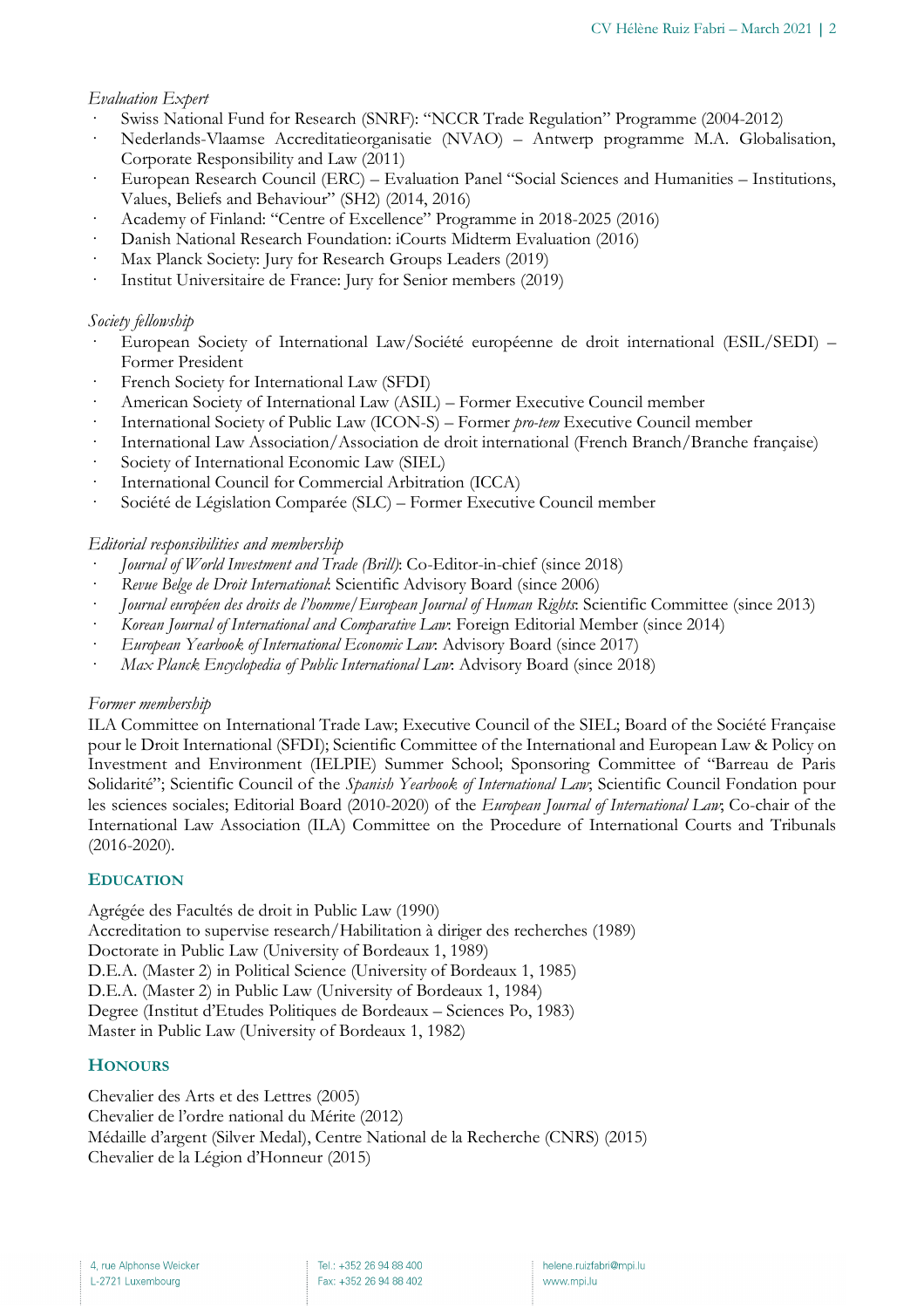*Evaluation Expert*

- Swiss National Fund for Research (SNRF): "NCCR Trade Regulation" Programme (2004-2012)
- Nederlands-Vlaamse Accreditatieorganisatie (NVAO) – Antwerp programme M.A. Globalisation, Corporate Responsibility and Law (2011)
- European Research Council (ERC) – Evaluation Panel "Social Sciences and Humanities – Institutions, Values, Beliefs and Behaviour" (SH2) (2014, 2016)
- Academy of Finland: "Centre of Excellence" Programme in 2018-2025 (2016)
- Danish National Research Foundation: iCourts Midterm Evaluation (2016)
- Max Planck Society: Jury for Research Groups Leaders (2019)
- Institut Universitaire de France: Jury for Senior members (2019)

*Society fellowship*

- European Society of International Law/Société européenne de droit international (ESIL/SEDI) – Former President
- French Society for International Law (SFDI)
- American Society of International Law (ASIL) – Former Executive Council member
- International Society of Public Law (ICON-S) – Former *pro-tem* Executive Council member
- International Law Association/Association de droit international (French Branch/Branche française)
- Society of International Economic Law (SIEL)
- International Council for Commercial Arbitration (ICCA)
- Société de Législation Comparée (SLC) – Former Executive Council member

*Editorial responsibilities and membership*

- *Journal of World Investment and Trade (Brill)*: Co-Editor-in-chief (since 2018)
- *Revue Belge de Droit International*: Scientific Advisory Board (since 2006)
- *Journal européen des droits de l'homme/European Journal of Human Rights*: Scientific Committee (since 2013)
- *Korean Journal of International and Comparative Law*: Foreign Editorial Member (since 2014)
- *European Yearbook of International Economic Law*: Advisory Board (since 2017)
- *Max Planck Encyclopedia of Public International Law*: Advisory Board (since 2018)

*Former membership*

ILA Committee on International Trade Law; Executive Council of the SIEL; Board of the Société Française pour le Droit International (SFDI); Scientific Committee of the International and European Law & Policy on Investment and Environment (IELPIE) Summer School; Sponsoring Committee of "Barreau de Paris Solidarité"; Scientific Council of the *Spanish Yearbook of International Law*; Scientific Council Fondation pour les sciences sociales; Editorial Board (2010-2020) of the *European Journal of International Law*; Co-chair of the International Law Association (ILA) Committee on the Procedure of International Courts and Tribunals (2016-2020).

## Education

Agrégée des Facultés de droit in Public Law (1990)
Accreditation to supervise research/Habilitation à diriger des recherches (1989)
Doctorate in Public Law (University of Bordeaux 1, 1989)
D.E.A. (Master 2) in Political Science (University of Bordeaux 1, 1985)
D.E.A. (Master 2) in Public Law (University of Bordeaux 1, 1984)
Degree (Institut d'Etudes Politiques de Bordeaux – Sciences Po, 1983)
Master in Public Law (University of Bordeaux 1, 1982)

## Honours

Chevalier des Arts et des Lettres (2005)
Chevalier de l'ordre national du Mérite (2012)
Médaille d'argent (Silver Medal), Centre National de la Recherche (CNRS) (2015)
Chevalier de la Légion d'Honneur (2015)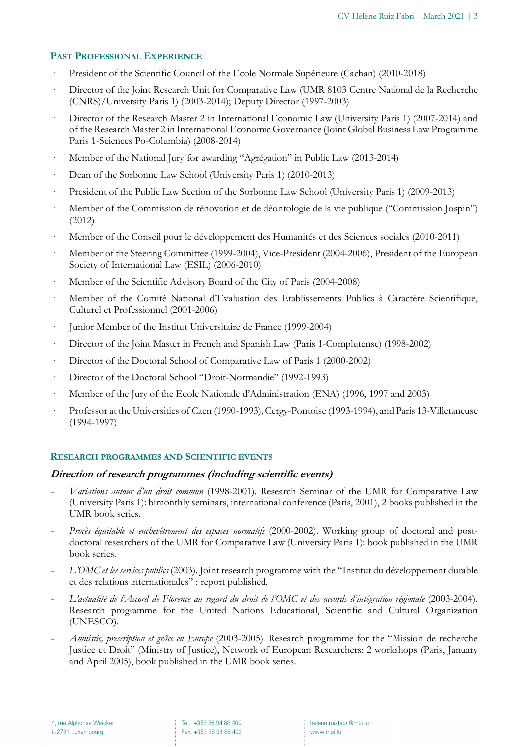## PAST PROFESSIONAL EXPERIENCE

- President of the Scientific Council of the Ecole Normale Supérieure (Cachan) (2010-2018)
- Director of the Joint Research Unit for Comparative Law (UMR 8103 Centre National de la Recherche (CNRS)/University Paris 1) (2003-2014); Deputy Director (1997-2003)
- Director of the Research Master 2 in International Economic Law (University Paris 1) (2007-2014) and of the Research Master 2 in International Economic Governance (Joint Global Business Law Programme Paris 1-Sciences Po-Columbia) (2008-2014)
- Member of the National Jury for awarding "Agrégation" in Public Law (2013-2014)
- Dean of the Sorbonne Law School (University Paris 1) (2010-2013)
- President of the Public Law Section of the Sorbonne Law School (University Paris 1) (2009-2013)
- Member of the Commission de rénovation et de déontologie de la vie publique ("Commission Jospin") (2012)
- Member of the Conseil pour le développement des Humanités et des Sciences sociales (2010-2011)
- Member of the Steering Committee (1999-2004), Vice-President (2004-2006), President of the European Society of International Law (ESIL) (2006-2010)
- Member of the Scientific Advisory Board of the City of Paris (2004-2008)
- Member of the Comité National d'Evaluation des Etablissements Publics à Caractère Scientifique, Culturel et Professionnel (2001-2006)
- Junior Member of the Institut Universitaire de France (1999-2004)
- Director of the Joint Master in French and Spanish Law (Paris 1-Complutense) (1998-2002)
- Director of the Doctoral School of Comparative Law of Paris 1 (2000-2002)
- Director of the Doctoral School "Droit-Normandie" (1992-1993)
- Member of the Jury of the Ecole Nationale d'Administration (ENA) (1996, 1997 and 2003)
- Professor at the Universities of Caen (1990-1993), Cergy-Pontoise (1993-1994), and Paris 13-Villetaneuse (1994-1997)

## RESEARCH PROGRAMMES AND SCIENTIFIC EVENTS

### *Direction of research programmes (including scientific events)*

- *Variations autour d'un droit commun* (1998-2001). Research Seminar of the UMR for Comparative Law (University Paris 1): bimonthly seminars, international conference (Paris, 2001), 2 books published in the UMR book series.
- *Procès équitable et enchevêtrement des espaces normatifs* (2000-2002). Working group of doctoral and post-doctoral researchers of the UMR for Comparative Law (University Paris 1): book published in the UMR book series.
- *L'OMC et les services publics* (2003). Joint research programme with the "Institut du développement durable et des relations internationales" : report published.
- *L'actualité de l'Accord de Florence au regard du droit de l'OMC et des accords d'intégration régionale* (2003-2004). Research programme for the United Nations Educational, Scientific and Cultural Organization (UNESCO).
- *Amnistie, prescription et grâce en Europe* (2003-2005). Research programme for the "Mission de recherche Justice et Droit" (Ministry of Justice), Network of European Researchers: 2 workshops (Paris, January and April 2005), book published in the UMR book series.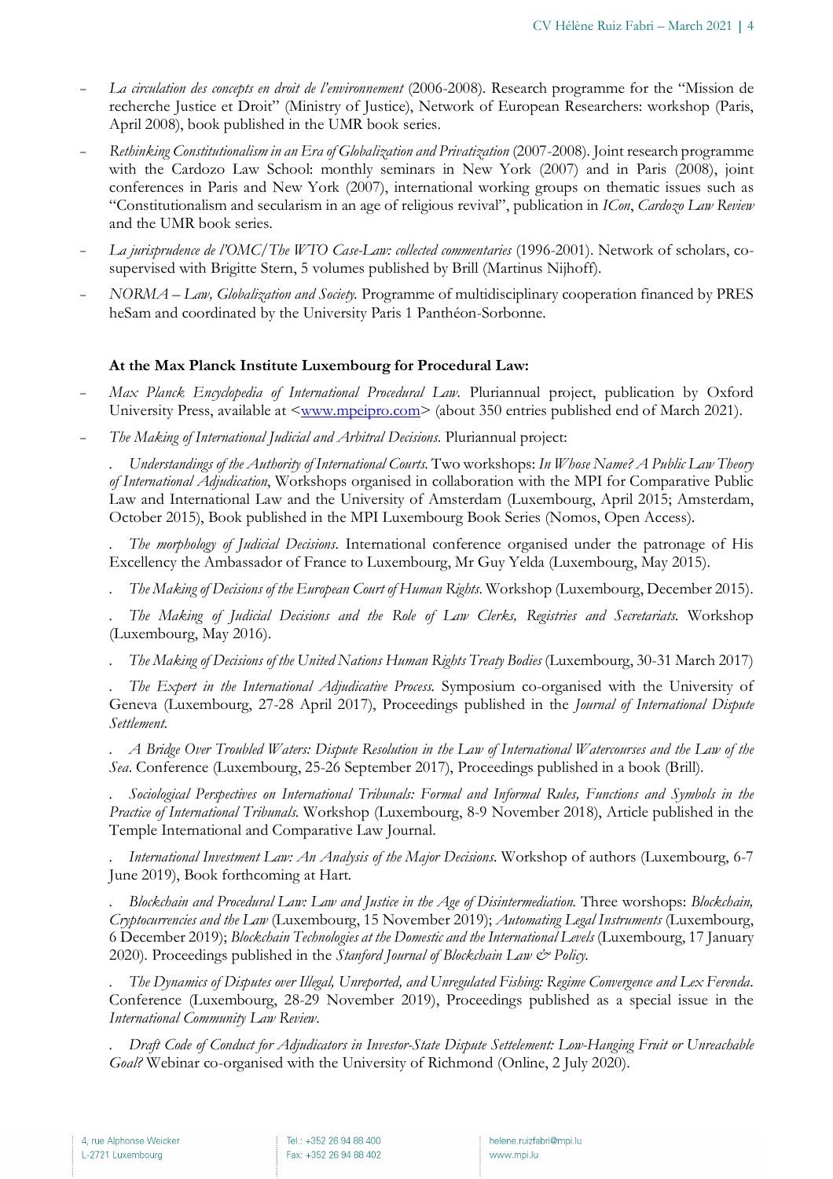- *La circulation des concepts en droit de l'environnement* (2006-2008). Research programme for the "Mission de recherche Justice et Droit" (Ministry of Justice), Network of European Researchers: workshop (Paris, April 2008), book published in the UMR book series.
- *Rethinking Constitutionalism in an Era of Globalization and Privatization* (2007-2008). Joint research programme with the Cardozo Law School: monthly seminars in New York (2007) and in Paris (2008), joint conferences in Paris and New York (2007), international working groups on thematic issues such as "Constitutionalism and secularism in an age of religious revival", publication in *ICon*, *Cardozo Law Review* and the UMR book series.
- *La jurisprudence de l'OMC/The WTO Case-Law: collected commentaries* (1996-2001). Network of scholars, co-supervised with Brigitte Stern, 5 volumes published by Brill (Martinus Nijhoff).
- *NORMA – Law, Globalization and Society.* Programme of multidisciplinary cooperation financed by PRES heSam and coordinated by the University Paris 1 Panthéon-Sorbonne.

**At the Max Planck Institute Luxembourg for Procedural Law:**

- *Max Planck Encyclopedia of International Procedural Law.* Pluriannual project, publication by Oxford University Press, available at <www.mpeipro.com> (about 350 entries published end of March 2021).
- *The Making of International Judicial and Arbitral Decisions.* Pluriannual project:

  . *Understandings of the Authority of International Courts.* Two workshops: *In Whose Name? A Public Law Theory of International Adjudication*, Workshops organised in collaboration with the MPI for Comparative Public Law and International Law and the University of Amsterdam (Luxembourg, April 2015; Amsterdam, October 2015), Book published in the MPI Luxembourg Book Series (Nomos, Open Access).

  . *The morphology of Judicial Decisions*. International conference organised under the patronage of His Excellency the Ambassador of France to Luxembourg, Mr Guy Yelda (Luxembourg, May 2015).

  . *The Making of Decisions of the European Court of Human Rights*. Workshop (Luxembourg, December 2015).

  . *The Making of Judicial Decisions and the Role of Law Clerks, Registries and Secretariats.* Workshop (Luxembourg, May 2016).

  . *The Making of Decisions of the United Nations Human Rights Treaty Bodies* (Luxembourg, 30-31 March 2017)

  . *The Expert in the International Adjudicative Process.* Symposium co-organised with the University of Geneva (Luxembourg, 27-28 April 2017), Proceedings published in the *Journal of International Dispute Settlement.*

  . *A Bridge Over Troubled Waters: Dispute Resolution in the Law of International Watercourses and the Law of the Sea*. Conference (Luxembourg, 25-26 September 2017), Proceedings published in a book (Brill).

  . *Sociological Perspectives on International Tribunals: Formal and Informal Rules, Functions and Symbols in the Practice of International Tribunals.* Workshop (Luxembourg, 8-9 November 2018), Article published in the Temple International and Comparative Law Journal.

  . *International Investment Law: An Analysis of the Major Decisions*. Workshop of authors (Luxembourg, 6-7 June 2019), Book forthcoming at Hart.

  . *Blockchain and Procedural Law: Law and Justice in the Age of Disintermediation.* Three worshops: *Blockchain, Cryptocurrencies and the Law* (Luxembourg, 15 November 2019); *Automating Legal Instruments* (Luxembourg, 6 December 2019); *Blockchain Technologies at the Domestic and the International Levels* (Luxembourg, 17 January 2020). Proceedings published in the *Stanford Journal of Blockchain Law & Policy.*

  . *The Dynamics of Disputes over Illegal, Unreported, and Unregulated Fishing: Regime Convergence and Lex Ferenda*. Conference (Luxembourg, 28-29 November 2019), Proceedings published as a special issue in the *International Community Law Review*.

  . *Draft Code of Conduct for Adjudicators in Investor-State Dispute Settelement: Low-Hanging Fruit or Unreachable Goal?* Webinar co-organised with the University of Richmond (Online, 2 July 2020).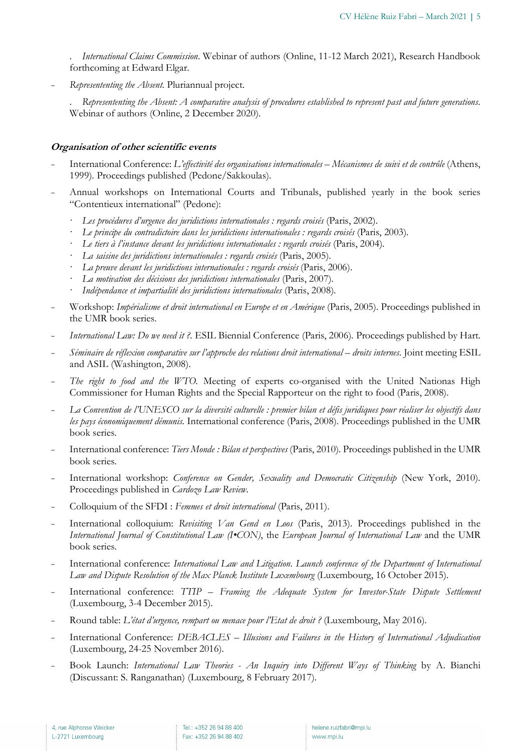. *International Claims Commission*. Webinar of authors (Online, 11-12 March 2021), Research Handbook forthcoming at Edward Elgar.

- *Represententing the Absent.* Pluriannual project.

  . *Represententing the Absent: A comparative analysis of procedures established to represent past and future generations*. Webinar of authors (Online, 2 December 2020).

### *Organisation of other scientific events*

- International Conference: *L'effectivité des organisations internationales – Mécanismes de suivi et de contrôle* (Athens, 1999). Proceedings published (Pedone/Sakkoulas).
- Annual workshops on International Courts and Tribunals, published yearly in the book series "Contentieux international" (Pedone):
  - *Les procédures d'urgence des juridictions internationales : regards croisés* (Paris, 2002).
  - *Le principe du contradictoire dans les juridictions internationales : regards croisés* (Paris, 2003).
  - *Le tiers à l'instance devant les juridictions internationales : regards croisés* (Paris, 2004).
  - *La saisine des juridictions internationales : regards croisés* (Paris, 2005).
  - *La preuve devant les juridictions internationales : regards croisés* (Paris, 2006).
  - *La motivation des décisions des juridictions internationales* (Paris, 2007).
  - *Indépendance et impartialité des juridictions internationales* (Paris, 2008).
- Workshop: *Impérialisme et droit international en Europe et en Amérique* (Paris, 2005). Proceedings published in the UMR book series.
- *International Law: Do we need it ?.* ESIL Biennial Conference (Paris, 2006). Proceedings published by Hart.
- *Séminaire de réflexion comparative sur l'approche des relations droit international – droits internes*. Joint meeting ESIL and ASIL (Washington, 2008).
- *The right to food and the WTO.* Meeting of experts co-organised with the United Nationas High Commissioner for Human Rights and the Special Rapporteur on the right to food (Paris, 2008).
- *La Convention de l'UNESCO sur la diversité culturelle : premier bilan et défis juridiques pour réaliser les objectifs dans les pays économiquement démunis.* International conference (Paris, 2008). Proceedings published in the UMR book series.
- International conference: *Tiers Monde : Bilan et perspectives* (Paris, 2010). Proceedings published in the UMR book series.
- International workshop: *Conference on Gender, Sexuality and Democratic Citizenship* (New York, 2010). Proceedings published in *Cardozo Law Review*.
- Colloquium of the SFDI : *Femmes et droit international* (Paris, 2011).
- International colloquium: *Revisiting Van Gend en Loos* (Paris, 2013). Proceedings published in the *International Journal of Constitutional Law (I•CON)*, the *European Journal of International Law* and the UMR book series.
- International conference: *International Law and Litigation. Launch conference of the Department of International Law and Dispute Resolution of the Max Planck Institute Luxembourg* (Luxembourg, 16 October 2015).
- International conference: *TTIP – Framing the Adequate System for Investor-State Dispute Settlement* (Luxembourg, 3-4 December 2015).
- Round table: *L'état d'urgence, rempart ou menace pour l'Etat de droit ?* (Luxembourg, May 2016).
- International Conference: *DEBACLES – Illusions and Failures in the History of International Adjudication* (Luxembourg, 24-25 November 2016).
- Book Launch: *International Law Theories - An Inquiry into Different Ways of Thinking* by A. Bianchi (Discussant: S. Ranganathan) (Luxembourg, 8 February 2017).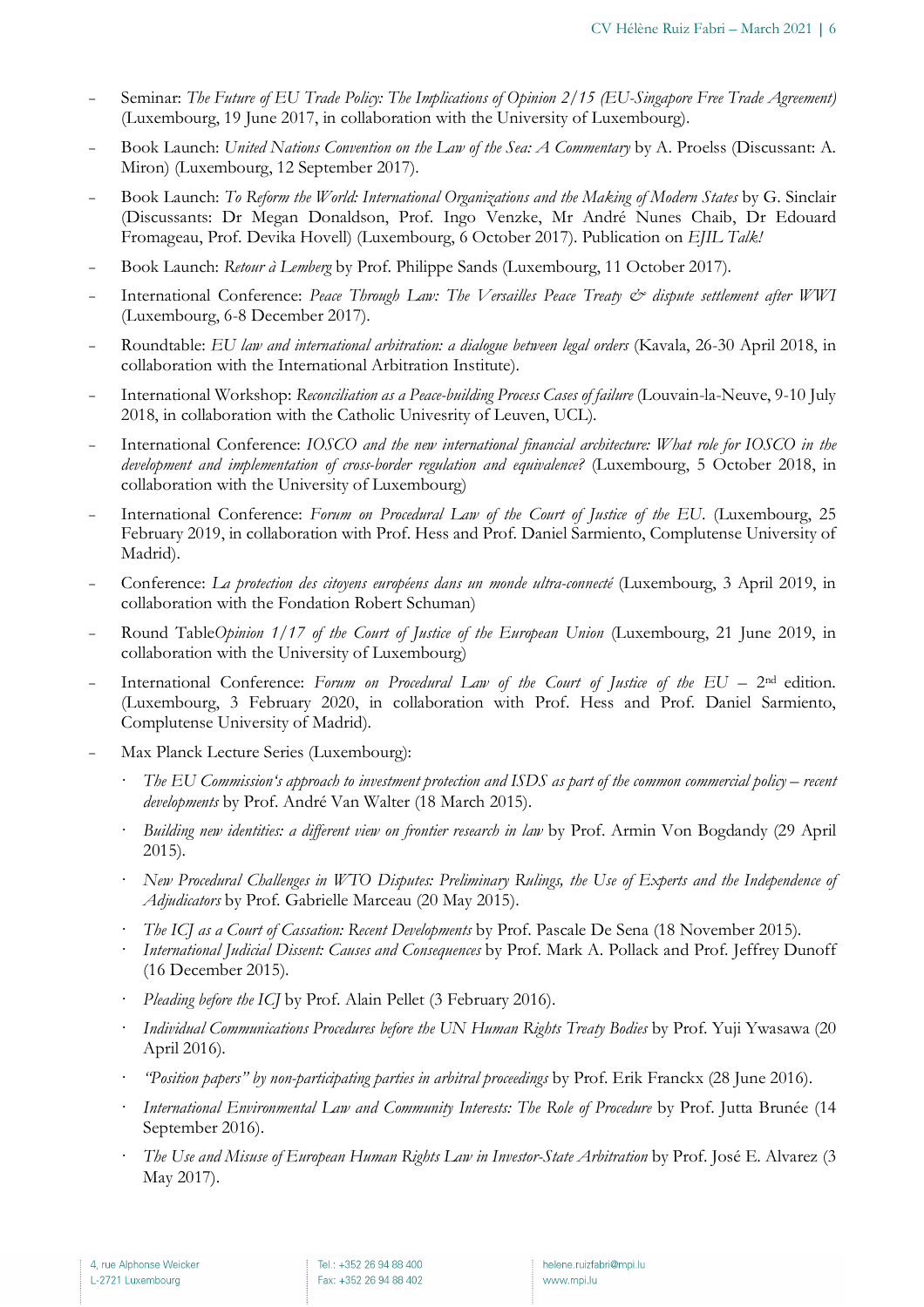- Seminar: *The Future of EU Trade Policy: The Implications of Opinion 2/15 (EU-Singapore Free Trade Agreement)* (Luxembourg, 19 June 2017, in collaboration with the University of Luxembourg).
- Book Launch: *United Nations Convention on the Law of the Sea: A Commentary* by A. Proelss (Discussant: A. Miron) (Luxembourg, 12 September 2017).
- Book Launch: *To Reform the World: International Organizations and the Making of Modern States* by G. Sinclair (Discussants: Dr Megan Donaldson, Prof. Ingo Venzke, Mr André Nunes Chaib, Dr Edouard Fromageau, Prof. Devika Hovell) (Luxembourg, 6 October 2017). Publication on *EJIL Talk!*
- Book Launch: *Retour à Lemberg* by Prof. Philippe Sands (Luxembourg, 11 October 2017).
- International Conference: *Peace Through Law: The Versailles Peace Treaty & dispute settlement after WWI* (Luxembourg, 6-8 December 2017).
- Roundtable: *EU law and international arbitration: a dialogue between legal orders* (Kavala, 26-30 April 2018, in collaboration with the International Arbitration Institute).
- International Workshop: *Reconciliation as a Peace-building Process Cases of failure* (Louvain-la-Neuve, 9-10 July 2018, in collaboration with the Catholic Univesrity of Leuven, UCL).
- International Conference: *IOSCO and the new international financial architecture: What role for IOSCO in the development and implementation of cross-border regulation and equivalence?* (Luxembourg, 5 October 2018, in collaboration with the University of Luxembourg)
- International Conference: *Forum on Procedural Law of the Court of Justice of the EU.* (Luxembourg, 25 February 2019, in collaboration with Prof. Hess and Prof. Daniel Sarmiento, Complutense University of Madrid).
- Conference: *La protection des citoyens européens dans un monde ultra-connecté* (Luxembourg, 3 April 2019, in collaboration with the Fondation Robert Schuman)
- Round Table*Opinion 1/17 of the Court of Justice of the European Union* (Luxembourg, 21 June 2019, in collaboration with the University of Luxembourg)
- International Conference: *Forum on Procedural Law of the Court of Justice of the EU* – 2nd edition. (Luxembourg, 3 February 2020, in collaboration with Prof. Hess and Prof. Daniel Sarmiento, Complutense University of Madrid).
- Max Planck Lecture Series (Luxembourg):
  - *The EU Commission's approach to investment protection and ISDS as part of the common commercial policy – recent developments* by Prof. André Van Walter (18 March 2015).
  - *Building new identities: a different view on frontier research in law* by Prof. Armin Von Bogdandy (29 April 2015).
  - *New Procedural Challenges in WTO Disputes: Preliminary Rulings, the Use of Experts and the Independence of Adjudicators* by Prof. Gabrielle Marceau (20 May 2015).
  - *The ICJ as a Court of Cassation: Recent Developments* by Prof. Pascale De Sena (18 November 2015).
  - *International Judicial Dissent: Causes and Consequences* by Prof. Mark A. Pollack and Prof. Jeffrey Dunoff (16 December 2015).
  - *Pleading before the ICJ* by Prof. Alain Pellet (3 February 2016).
  - *Individual Communications Procedures before the UN Human Rights Treaty Bodies* by Prof. Yuji Ywasawa (20 April 2016).
  - *"Position papers" by non-participating parties in arbitral proceedings* by Prof. Erik Franckx (28 June 2016).
  - *International Environmental Law and Community Interests: The Role of Procedure* by Prof. Jutta Brunée (14 September 2016).
  - *The Use and Misuse of European Human Rights Law in Investor-State Arbitration* by Prof. José E. Alvarez (3 May 2017).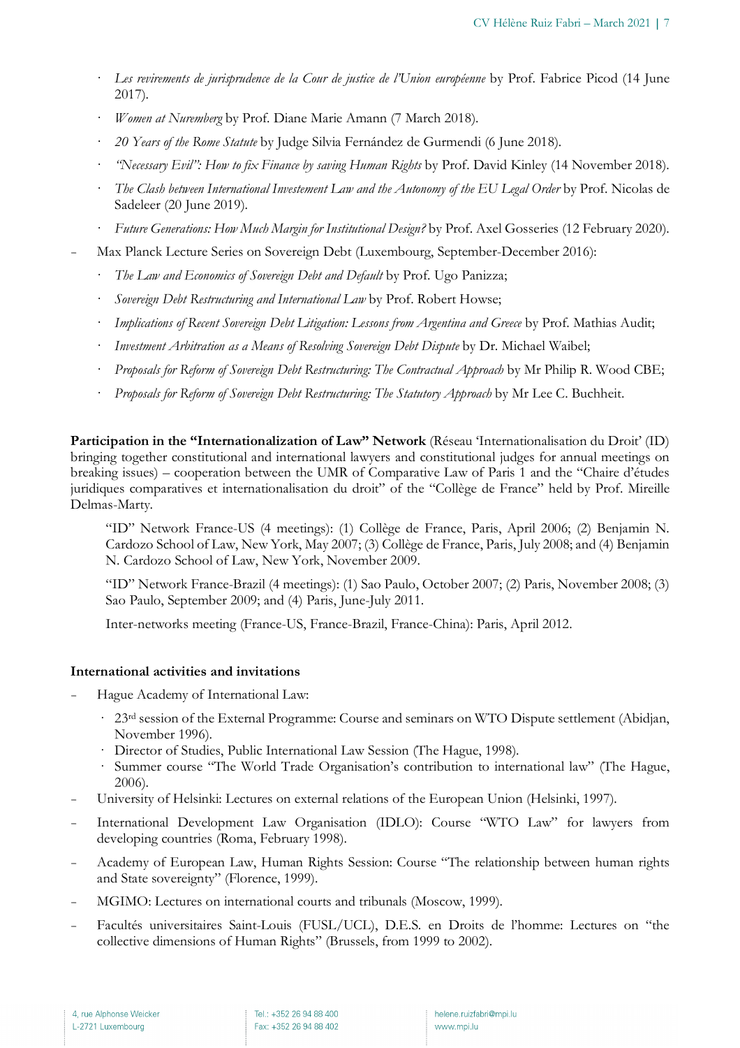- *Les revirements de jurisprudence de la Cour de justice de l'Union européenne* by Prof. Fabrice Picod (14 June 2017).
  - *Women at Nuremberg* by Prof. Diane Marie Amann (7 March 2018).
  - *20 Years of the Rome Statute* by Judge Silvia Fernández de Gurmendi (6 June 2018).
  - *"Necessary Evil": How to fix Finance by saving Human Rights* by Prof. David Kinley (14 November 2018).
  - *The Clash between International Investement Law and the Autonomy of the EU Legal Order* by Prof. Nicolas de Sadeleer (20 June 2019).
  - *Future Generations: How Much Margin for Institutional Design?* by Prof. Axel Gosseries (12 February 2020).
- Max Planck Lecture Series on Sovereign Debt (Luxembourg, September-December 2016):
  - *The Law and Economics of Sovereign Debt and Default* by Prof. Ugo Panizza;
  - *Sovereign Debt Restructuring and International Law* by Prof. Robert Howse;
  - *Implications of Recent Sovereign Debt Litigation: Lessons from Argentina and Greece* by Prof. Mathias Audit;
  - *Investment Arbitration as a Means of Resolving Sovereign Debt Dispute* by Dr. Michael Waibel;
  - *Proposals for Reform of Sovereign Debt Restructuring: The Contractual Approach* by Mr Philip R. Wood CBE;
  - *Proposals for Reform of Sovereign Debt Restructuring: The Statutory Approach* by Mr Lee C. Buchheit.

**Participation in the "Internationalization of Law" Network** (Réseau 'Internationalisation du Droit' (ID) bringing together constitutional and international lawyers and constitutional judges for annual meetings on breaking issues) – cooperation between the UMR of Comparative Law of Paris 1 and the "Chaire d'études juridiques comparatives et internationalisation du droit" of the "Collège de France" held by Prof. Mireille Delmas-Marty.

"ID" Network France-US (4 meetings): (1) Collège de France, Paris, April 2006; (2) Benjamin N. Cardozo School of Law, New York, May 2007; (3) Collège de France, Paris, July 2008; and (4) Benjamin N. Cardozo School of Law, New York, November 2009.

"ID" Network France-Brazil (4 meetings): (1) Sao Paulo, October 2007; (2) Paris, November 2008; (3) Sao Paulo, September 2009; and (4) Paris, June-July 2011.

Inter-networks meeting (France-US, France-Brazil, France-China): Paris, April 2012.

**International activities and invitations**

- Hague Academy of International Law:
  - 23rd session of the External Programme: Course and seminars on WTO Dispute settlement (Abidjan, November 1996).
  - Director of Studies, Public International Law Session (The Hague, 1998).
  - Summer course "The World Trade Organisation's contribution to international law" (The Hague, 2006).
- University of Helsinki: Lectures on external relations of the European Union (Helsinki, 1997).
- International Development Law Organisation (IDLO): Course "WTO Law" for lawyers from developing countries (Roma, February 1998).
- Academy of European Law, Human Rights Session: Course "The relationship between human rights and State sovereignty" (Florence, 1999).
- MGIMO: Lectures on international courts and tribunals (Moscow, 1999).
- Facultés universitaires Saint-Louis (FUSL/UCL), D.E.S. en Droits de l'homme: Lectures on "the collective dimensions of Human Rights" (Brussels, from 1999 to 2002).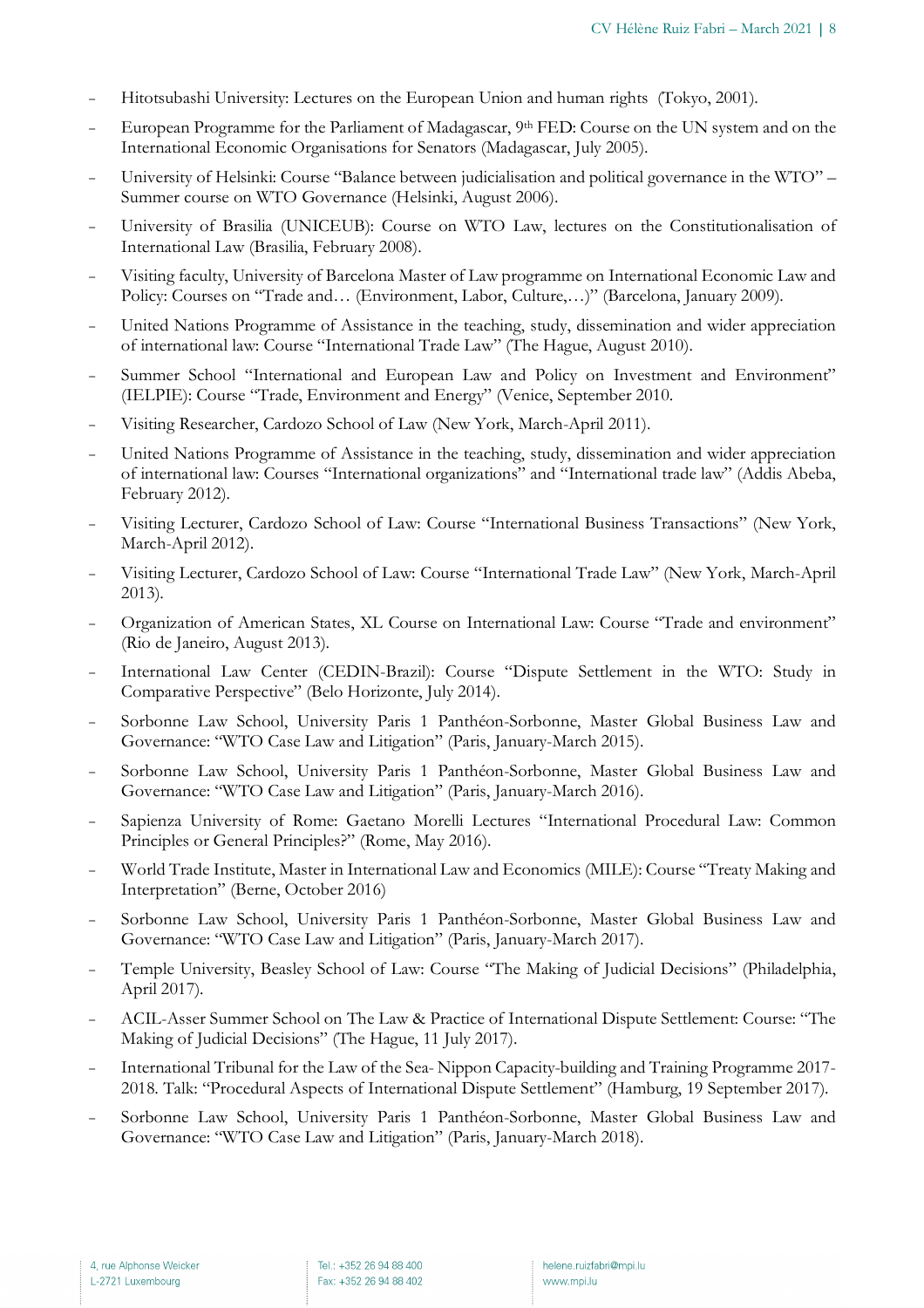- Hitotsubashi University: Lectures on the European Union and human rights (Tokyo, 2001).
- European Programme for the Parliament of Madagascar, 9th FED: Course on the UN system and on the International Economic Organisations for Senators (Madagascar, July 2005).
- University of Helsinki: Course "Balance between judicialisation and political governance in the WTO" – Summer course on WTO Governance (Helsinki, August 2006).
- University of Brasilia (UNICEUB): Course on WTO Law, lectures on the Constitutionalisation of International Law (Brasilia, February 2008).
- Visiting faculty, University of Barcelona Master of Law programme on International Economic Law and Policy: Courses on "Trade and… (Environment, Labor, Culture,…)" (Barcelona, January 2009).
- United Nations Programme of Assistance in the teaching, study, dissemination and wider appreciation of international law: Course "International Trade Law" (The Hague, August 2010).
- Summer School "International and European Law and Policy on Investment and Environment" (IELPIE): Course "Trade, Environment and Energy" (Venice, September 2010.
- Visiting Researcher, Cardozo School of Law (New York, March-April 2011).
- United Nations Programme of Assistance in the teaching, study, dissemination and wider appreciation of international law: Courses "International organizations" and "International trade law" (Addis Abeba, February 2012).
- Visiting Lecturer, Cardozo School of Law: Course "International Business Transactions" (New York, March-April 2012).
- Visiting Lecturer, Cardozo School of Law: Course "International Trade Law" (New York, March-April 2013).
- Organization of American States, XL Course on International Law: Course "Trade and environment" (Rio de Janeiro, August 2013).
- International Law Center (CEDIN-Brazil): Course "Dispute Settlement in the WTO: Study in Comparative Perspective" (Belo Horizonte, July 2014).
- Sorbonne Law School, University Paris 1 Panthéon-Sorbonne, Master Global Business Law and Governance: "WTO Case Law and Litigation" (Paris, January-March 2015).
- Sorbonne Law School, University Paris 1 Panthéon-Sorbonne, Master Global Business Law and Governance: "WTO Case Law and Litigation" (Paris, January-March 2016).
- Sapienza University of Rome: Gaetano Morelli Lectures "International Procedural Law: Common Principles or General Principles?" (Rome, May 2016).
- World Trade Institute, Master in International Law and Economics (MILE): Course "Treaty Making and Interpretation" (Berne, October 2016)
- Sorbonne Law School, University Paris 1 Panthéon-Sorbonne, Master Global Business Law and Governance: "WTO Case Law and Litigation" (Paris, January-March 2017).
- Temple University, Beasley School of Law: Course "The Making of Judicial Decisions" (Philadelphia, April 2017).
- ACIL-Asser Summer School on The Law & Practice of International Dispute Settlement: Course: "The Making of Judicial Decisions" (The Hague, 11 July 2017).
- International Tribunal for the Law of the Sea- Nippon Capacity-building and Training Programme 2017-2018. Talk: "Procedural Aspects of International Dispute Settlement" (Hamburg, 19 September 2017).
- Sorbonne Law School, University Paris 1 Panthéon-Sorbonne, Master Global Business Law and Governance: "WTO Case Law and Litigation" (Paris, January-March 2018).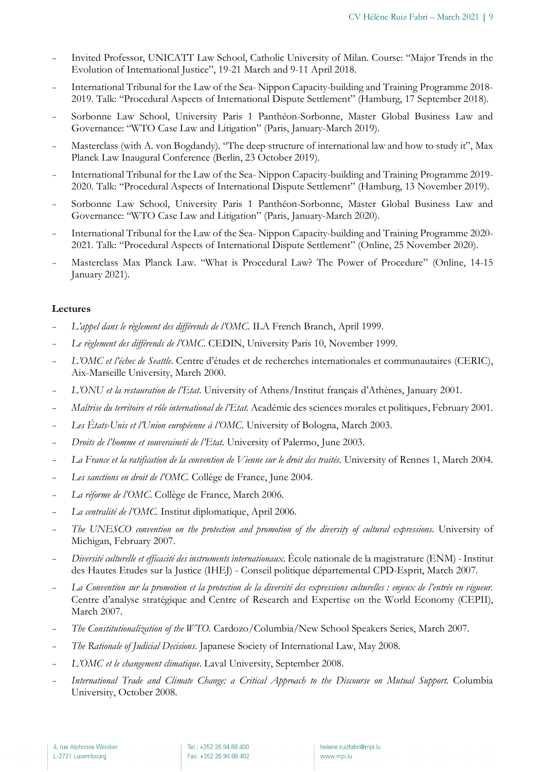- Invited Professor, UNICATT Law School, Catholic University of Milan. Course: "Major Trends in the Evolution of International Justice", 19-21 March and 9-11 April 2018.
- International Tribunal for the Law of the Sea- Nippon Capacity-building and Training Programme 2018-2019. Talk: "Procedural Aspects of International Dispute Settlement" (Hamburg, 17 September 2018).
- Sorbonne Law School, University Paris 1 Panthéon-Sorbonne, Master Global Business Law and Governance: "WTO Case Law and Litigation" (Paris, January-March 2019).
- Masterclass (with A. von Bogdandy). "The deep structure of international law and how to study it", Max Planck Law Inaugural Conference (Berlin, 23 October 2019).
- International Tribunal for the Law of the Sea- Nippon Capacity-building and Training Programme 2019-2020. Talk: "Procedural Aspects of International Dispute Settlement" (Hamburg, 13 November 2019).
- Sorbonne Law School, University Paris 1 Panthéon-Sorbonne, Master Global Business Law and Governance: "WTO Case Law and Litigation" (Paris, January-March 2020).
- International Tribunal for the Law of the Sea- Nippon Capacity-building and Training Programme 2020-2021. Talk: "Procedural Aspects of International Dispute Settlement" (Online, 25 November 2020).
- Masterclass Max Planck Law. "What is Procedural Law? The Power of Procedure" (Online, 14-15 January 2021).

**Lectures**

- *L'appel dans le règlement des différends de l'OMC.* ILA French Branch, April 1999.
- *Le règlement des différends de l'OMC.* CEDIN, University Paris 10, November 1999.
- *L'OMC et l'échec de Seattle.* Centre d'études et de recherches internationales et communautaires (CERIC), Aix-Marseille University, March 2000.
- *L'ONU et la restauration de l'Etat.* University of Athens/Institut français d'Athènes, January 2001.
- *Maîtrise du territoire et rôle international de l'Etat.* Académie des sciences morales et politiques, February 2001.
- *Les États-Unis et l'Union européenne à l'OMC.* University of Bologna, March 2003.
- *Droits de l'homme et souveraineté de l'Etat.* University of Palermo, June 2003.
- *La France et la ratification de la convention de Vienne sur le droit des traités.* University of Rennes 1, March 2004.
- *Les sanctions en droit de l'OMC.* Collège de France, June 2004.
- *La réforme de l'OMC.* Collège de France, March 2006.
- *La centralité de l'OMC.* Institut diplomatique, April 2006.
- *The UNESCO convention on the protection and promotion of the diversity of cultural expressions.* University of Michigan, February 2007.
- *Diversité culturelle et efficacité des instruments internationaux.* École nationale de la magistrature (ENM) - Institut des Hautes Etudes sur la Justice (IHEJ) - Conseil politique départemental CPD-Esprit, March 2007.
- *La Convention sur la promotion et la protection de la diversité des expressions culturelles : enjeux de l'entrée en vigueur.* Centre d'analyse stratégique and Centre of Research and Expertise on the World Economy (CEPII), March 2007.
- *The Constitutionalization of the WTO.* Cardozo/Columbia/New School Speakers Series, March 2007.
- *The Rationale of Judicial Decisions.* Japanese Society of International Law, May 2008.
- *L'OMC et le changement climatique.* Laval University, September 2008.
- *International Trade and Climate Change: a Critical Approach to the Discourse on Mutual Support.* Columbia University, October 2008.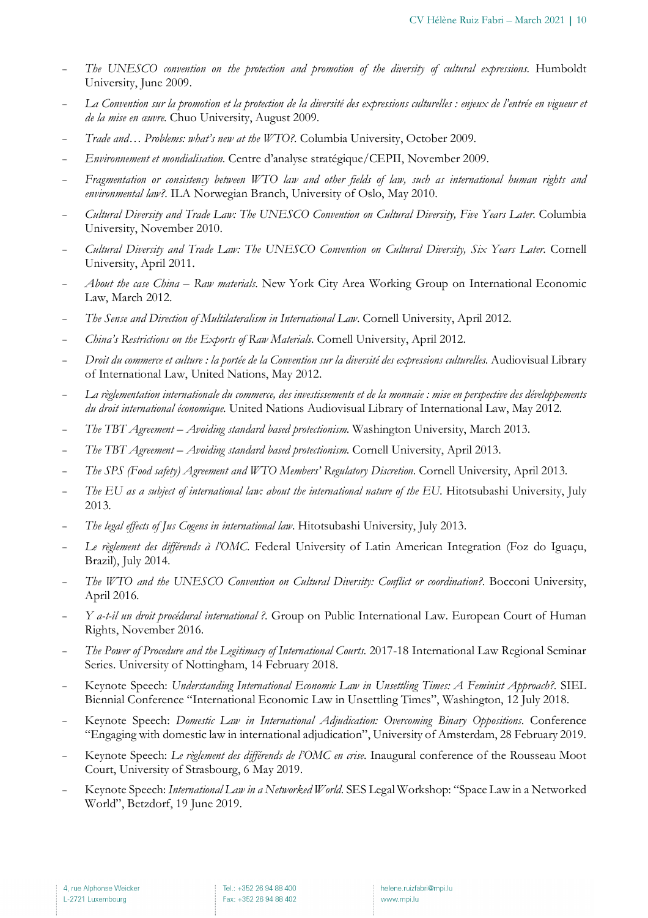- *The UNESCO convention on the protection and promotion of the diversity of cultural expressions*. Humboldt University, June 2009.
- *La Convention sur la promotion et la protection de la diversité des expressions culturelles : enjeux de l'entrée en vigueur et de la mise en œuvre*. Chuo University, August 2009.
- *Trade and… Problems: what's new at the WTO?*. Columbia University, October 2009.
- *Environnement et mondialisation*. Centre d'analyse stratégique/CEPII, November 2009.
- *Fragmentation or consistency between WTO law and other fields of law, such as international human rights and environmental law?*. ILA Norwegian Branch, University of Oslo, May 2010.
- *Cultural Diversity and Trade Law: The UNESCO Convention on Cultural Diversity, Five Years Later*. Columbia University, November 2010.
- *Cultural Diversity and Trade Law: The UNESCO Convention on Cultural Diversity, Six Years Later*. Cornell University, April 2011.
- *About the case China – Raw materials*. New York City Area Working Group on International Economic Law, March 2012.
- *The Sense and Direction of Multilateralism in International Law*. Cornell University, April 2012.
- *China's Restrictions on the Exports of Raw Materials*. Cornell University, April 2012.
- *Droit du commerce et culture : la portée de la Convention sur la diversité des expressions culturelles*. Audiovisual Library of International Law, United Nations, May 2012.
- *La règlementation internationale du commerce, des investissements et de la monnaie : mise en perspective des développements du droit international économique*. United Nations Audiovisual Library of International Law, May 2012.
- *The TBT Agreement – Avoiding standard based protectionism*. Washington University, March 2013.
- *The TBT Agreement – Avoiding standard based protectionism*. Cornell University, April 2013.
- *The SPS (Food safety) Agreement and WTO Members' Regulatory Discretion*. Cornell University, April 2013.
- *The EU as a subject of international law: about the international nature of the EU*. Hitotsubashi University, July 2013.
- *The legal effects of Jus Cogens in international law*. Hitotsubashi University, July 2013.
- *Le règlement des différends à l'OMC*. Federal University of Latin American Integration (Foz do Iguaçu, Brazil), July 2014.
- *The WTO and the UNESCO Convention on Cultural Diversity: Conflict or coordination?*. Bocconi University, April 2016.
- *Y a-t-il un droit procédural international ?*. Group on Public International Law. European Court of Human Rights, November 2016.
- *The Power of Procedure and the Legitimacy of International Courts*. 2017-18 International Law Regional Seminar Series. University of Nottingham, 14 February 2018.
- Keynote Speech: *Understanding International Economic Law in Unsettling Times: A Feminist Approach?*. SIEL Biennial Conference "International Economic Law in Unsettling Times", Washington, 12 July 2018.
- Keynote Speech: *Domestic Law in International Adjudication: Overcoming Binary Oppositions*. Conference "Engaging with domestic law in international adjudication", University of Amsterdam, 28 February 2019.
- Keynote Speech: *Le règlement des différends de l'OMC en crise*. Inaugural conference of the Rousseau Moot Court, University of Strasbourg, 6 May 2019.
- Keynote Speech: *International Law in a Networked World*. SES Legal Workshop: "Space Law in a Networked World", Betzdorf, 19 June 2019.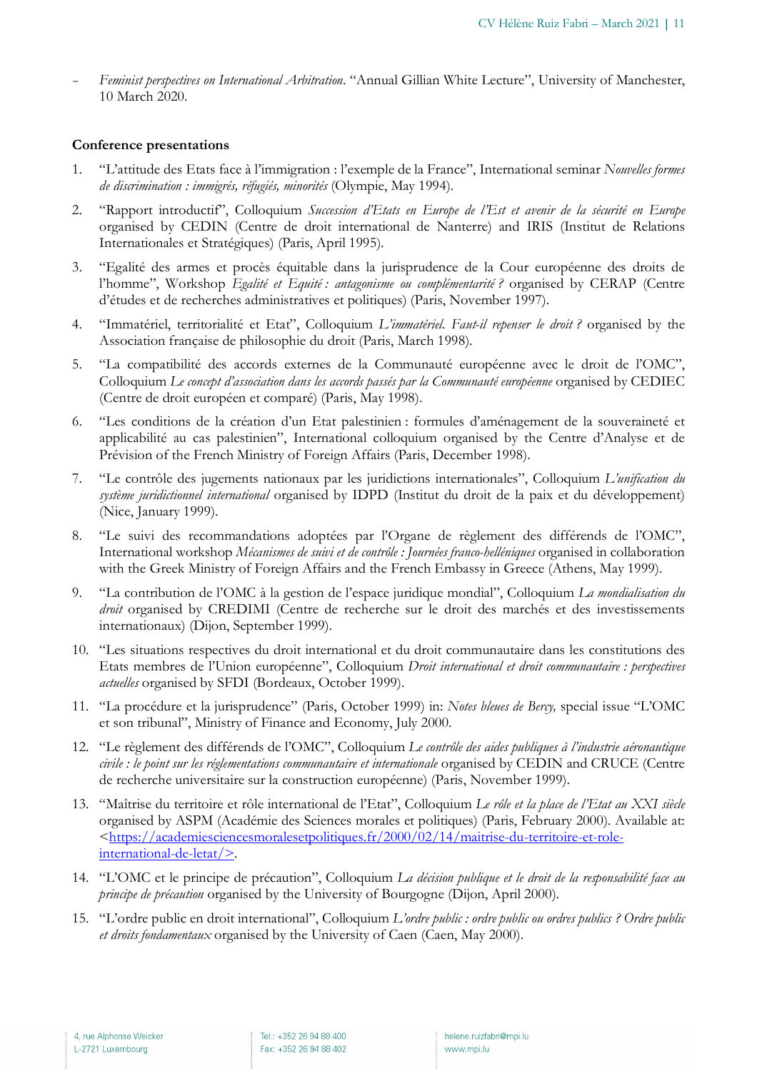- *Feminist perspectives on International Arbitration*. "Annual Gillian White Lecture", University of Manchester, 10 March 2020.

**Conference presentations**

1. "L'attitude des Etats face à l'immigration : l'exemple de la France", International seminar *Nouvelles formes de discrimination : immigrés, réfugiés, minorités* (Olympie, May 1994).
2. "Rapport introductif", Colloquium *Succession d'Etats en Europe de l'Est et avenir de la sécurité en Europe* organised by CEDIN (Centre de droit international de Nanterre) and IRIS (Institut de Relations Internationales et Stratégiques) (Paris, April 1995).
3. "Egalité des armes et procès équitable dans la jurisprudence de la Cour européenne des droits de l'homme", Workshop *Egalité et Equité : antagonisme ou complémentarité ?* organised by CERAP (Centre d'études et de recherches administratives et politiques) (Paris, November 1997).
4. "Immatériel, territorialité et Etat", Colloquium *L'immatériel. Faut-il repenser le droit ?* organised by the Association française de philosophie du droit (Paris, March 1998).
5. "La compatibilité des accords externes de la Communauté européenne avec le droit de l'OMC", Colloquium *Le concept d'association dans les accords passés par la Communauté européenne* organised by CEDIEC (Centre de droit européen et comparé) (Paris, May 1998).
6. "Les conditions de la création d'un Etat palestinien : formules d'aménagement de la souveraineté et applicabilité au cas palestinien", International colloquium organised by the Centre d'Analyse et de Prévision of the French Ministry of Foreign Affairs (Paris, December 1998).
7. "Le contrôle des jugements nationaux par les juridictions internationales", Colloquium *L'unification du système juridictionnel international* organised by IDPD (Institut du droit de la paix et du développement) (Nice, January 1999).
8. "Le suivi des recommandations adoptées par l'Organe de règlement des différends de l'OMC", International workshop *Mécanismes de suivi et de contrôle : Journées franco-helléniques* organised in collaboration with the Greek Ministry of Foreign Affairs and the French Embassy in Greece (Athens, May 1999).
9. "La contribution de l'OMC à la gestion de l'espace juridique mondial", Colloquium *La mondialisation du droit* organised by CREDIMI (Centre de recherche sur le droit des marchés et des investissements internationaux) (Dijon, September 1999).
10. "Les situations respectives du droit international et du droit communautaire dans les constitutions des Etats membres de l'Union européenne", Colloquium *Droit international et droit communautaire : perspectives actuelles* organised by SFDI (Bordeaux, October 1999).
11. "La procédure et la jurisprudence" (Paris, October 1999) in: *Notes bleues de Bercy,* special issue "L'OMC et son tribunal", Ministry of Finance and Economy, July 2000.
12. "Le règlement des différends de l'OMC", Colloquium *Le contrôle des aides publiques à l'industrie aéronautique civile : le point sur les réglementations communautaire et internationale* organised by CEDIN and CRUCE (Centre de recherche universitaire sur la construction européenne) (Paris, November 1999).
13. "Maîtrise du territoire et rôle international de l'Etat", Colloquium *Le rôle et la place de l'Etat au XXI siècle* organised by ASPM (Académie des Sciences morales et politiques) (Paris, February 2000). Available at: <https://academiesciencesmoralesetpolitiques.fr/2000/02/14/maitrise-du-territoire-et-role-international-de-letat/>.
14. "L'OMC et le principe de précaution", Colloquium *La décision publique et le droit de la responsabilité face au principe de précaution* organised by the University of Bourgogne (Dijon, April 2000).
15. "L'ordre public en droit international", Colloquium *L'ordre public : ordre public ou ordres publics ? Ordre public et droits fondamentaux* organised by the University of Caen (Caen, May 2000).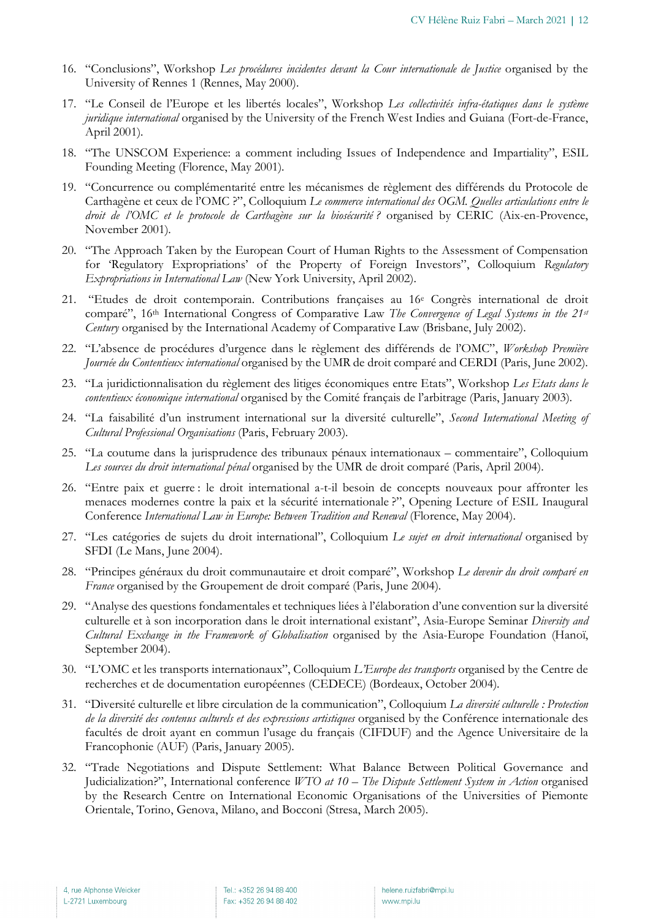16. "Conclusions", Workshop *Les procédures incidentes devant la Cour internationale de Justice* organised by the University of Rennes 1 (Rennes, May 2000).

17. "Le Conseil de l'Europe et les libertés locales", Workshop *Les collectivités infra-étatiques dans le système juridique international* organised by the University of the French West Indies and Guiana (Fort-de-France, April 2001).

18. "The UNSCOM Experience: a comment including Issues of Independence and Impartiality", ESIL Founding Meeting (Florence, May 2001).

19. "Concurrence ou complémentarité entre les mécanismes de règlement des différends du Protocole de Carthagène et ceux de l'OMC ?", Colloquium *Le commerce international des OGM. Quelles articulations entre le droit de l'OMC et le protocole de Carthagène sur la biosécurité ?* organised by CERIC (Aix-en-Provence, November 2001).

20. "The Approach Taken by the European Court of Human Rights to the Assessment of Compensation for 'Regulatory Expropriations' of the Property of Foreign Investors", Colloquium *Regulatory Expropriations in International Law* (New York University, April 2002).

21. "Etudes de droit contemporain. Contributions françaises au 16e Congrès international de droit comparé", 16th International Congress of Comparative Law *The Convergence of Legal Systems in the 21st Century* organised by the International Academy of Comparative Law (Brisbane, July 2002).

22. "L'absence de procédures d'urgence dans le règlement des différends de l'OMC", *Workshop Première Journée du Contentieux international* organised by the UMR de droit comparé and CERDI (Paris, June 2002).

23. "La juridictionnalisation du règlement des litiges économiques entre Etats", Workshop *Les Etats dans le contentieux économique international* organised by the Comité français de l'arbitrage (Paris, January 2003).

24. "La faisabilité d'un instrument international sur la diversité culturelle", *Second International Meeting of Cultural Professional Organisations* (Paris, February 2003).

25. "La coutume dans la jurisprudence des tribunaux pénaux internationaux – commentaire", Colloquium *Les sources du droit international pénal* organised by the UMR de droit comparé (Paris, April 2004).

26. "Entre paix et guerre : le droit international a-t-il besoin de concepts nouveaux pour affronter les menaces modernes contre la paix et la sécurité internationale ?", Opening Lecture of ESIL Inaugural Conference *International Law in Europe: Between Tradition and Renewal* (Florence, May 2004).

27. "Les catégories de sujets du droit international", Colloquium *Le sujet en droit international* organised by SFDI (Le Mans, June 2004).

28. "Principes généraux du droit communautaire et droit comparé", Workshop *Le devenir du droit comparé en France* organised by the Groupement de droit comparé (Paris, June 2004).

29. "Analyse des questions fondamentales et techniques liées à l'élaboration d'une convention sur la diversité culturelle et à son incorporation dans le droit international existant", Asia-Europe Seminar *Diversity and Cultural Exchange in the Framework of Globalisation* organised by the Asia-Europe Foundation (Hanoï, September 2004).

30. "L'OMC et les transports internationaux", Colloquium *L'Europe des transports* organised by the Centre de recherches et de documentation européennes (CEDECE) (Bordeaux, October 2004).

31. "Diversité culturelle et libre circulation de la communication", Colloquium *La diversité culturelle : Protection de la diversité des contenus culturels et des expressions artistiques* organised by the Conférence internationale des facultés de droit ayant en commun l'usage du français (CIFDUF) and the Agence Universitaire de la Francophonie (AUF) (Paris, January 2005).

32. "Trade Negotiations and Dispute Settlement: What Balance Between Political Governance and Judicialization?", International conference *WTO at 10 – The Dispute Settlement System in Action* organised by the Research Centre on International Economic Organisations of the Universities of Piemonte Orientale, Torino, Genova, Milano, and Bocconi (Stresa, March 2005).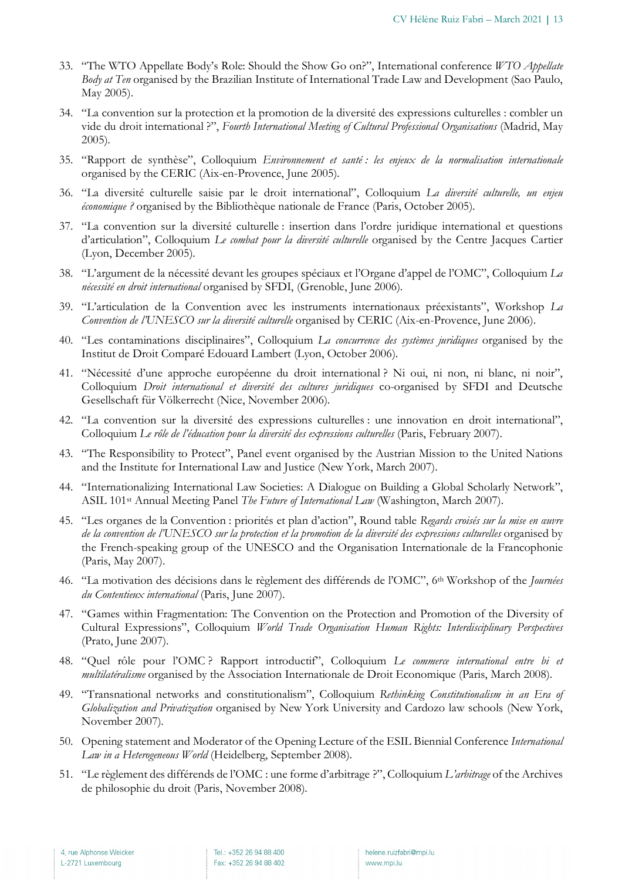33. "The WTO Appellate Body's Role: Should the Show Go on?", International conference *WTO Appellate Body at Ten* organised by the Brazilian Institute of International Trade Law and Development (Sao Paulo, May 2005).

34. "La convention sur la protection et la promotion de la diversité des expressions culturelles : combler un vide du droit international ?", *Fourth International Meeting of Cultural Professional Organisations* (Madrid, May 2005).

35. "Rapport de synthèse", Colloquium *Environnement et santé : les enjeux de la normalisation internationale* organised by the CERIC (Aix-en-Provence, June 2005).

36. "La diversité culturelle saisie par le droit international", Colloquium *La diversité culturelle, un enjeu économique ?* organised by the Bibliothèque nationale de France (Paris, October 2005).

37. "La convention sur la diversité culturelle : insertion dans l'ordre juridique international et questions d'articulation", Colloquium *Le combat pour la diversité culturelle* organised by the Centre Jacques Cartier (Lyon, December 2005).

38. "L'argument de la nécessité devant les groupes spéciaux et l'Organe d'appel de l'OMC", Colloquium *La nécessité en droit international* organised by SFDI, (Grenoble, June 2006).

39. "L'articulation de la Convention avec les instruments internationaux préexistants", Workshop *La Convention de l'UNESCO sur la diversité culturelle* organised by CERIC (Aix-en-Provence, June 2006).

40. "Les contaminations disciplinaires", Colloquium *La concurrence des systèmes juridiques* organised by the Institut de Droit Comparé Edouard Lambert (Lyon, October 2006).

41. "Nécessité d'une approche européenne du droit international ? Ni oui, ni non, ni blanc, ni noir", Colloquium *Droit international et diversité des cultures juridiques* co-organised by SFDI and Deutsche Gesellschaft für Völkerrecht (Nice, November 2006).

42. "La convention sur la diversité des expressions culturelles : une innovation en droit international", Colloquium *Le rôle de l'éducation pour la diversité des expressions culturelles* (Paris, February 2007).

43. "The Responsibility to Protect", Panel event organised by the Austrian Mission to the United Nations and the Institute for International Law and Justice (New York, March 2007).

44. "Internationalizing International Law Societies: A Dialogue on Building a Global Scholarly Network", ASIL 101st Annual Meeting Panel *The Future of International Law* (Washington, March 2007).

45. "Les organes de la Convention : priorités et plan d'action", Round table *Regards croisés sur la mise en œuvre de la convention de l'UNESCO sur la protection et la promotion de la diversité des expressions culturelles* organised by the French-speaking group of the UNESCO and the Organisation Internationale de la Francophonie (Paris, May 2007).

46. "La motivation des décisions dans le règlement des différends de l'OMC", 6th Workshop of the *Journées du Contentieux international* (Paris, June 2007).

47. "Games within Fragmentation: The Convention on the Protection and Promotion of the Diversity of Cultural Expressions", Colloquium *World Trade Organisation Human Rights: Interdisciplinary Perspectives* (Prato, June 2007).

48. "Quel rôle pour l'OMC ? Rapport introductif", Colloquium *Le commerce international entre bi et multilatéralisme* organised by the Association Internationale de Droit Economique (Paris, March 2008).

49. "Transnational networks and constitutionalism", Colloquium *Rethinking Constitutionalism in an Era of Globalization and Privatization* organised by New York University and Cardozo law schools (New York, November 2007).

50. Opening statement and Moderator of the Opening Lecture of the ESIL Biennial Conference *International Law in a Heterogeneous World* (Heidelberg, September 2008).

51. "Le règlement des différends de l'OMC : une forme d'arbitrage ?", Colloquium *L'arbitrage* of the Archives de philosophie du droit (Paris, November 2008).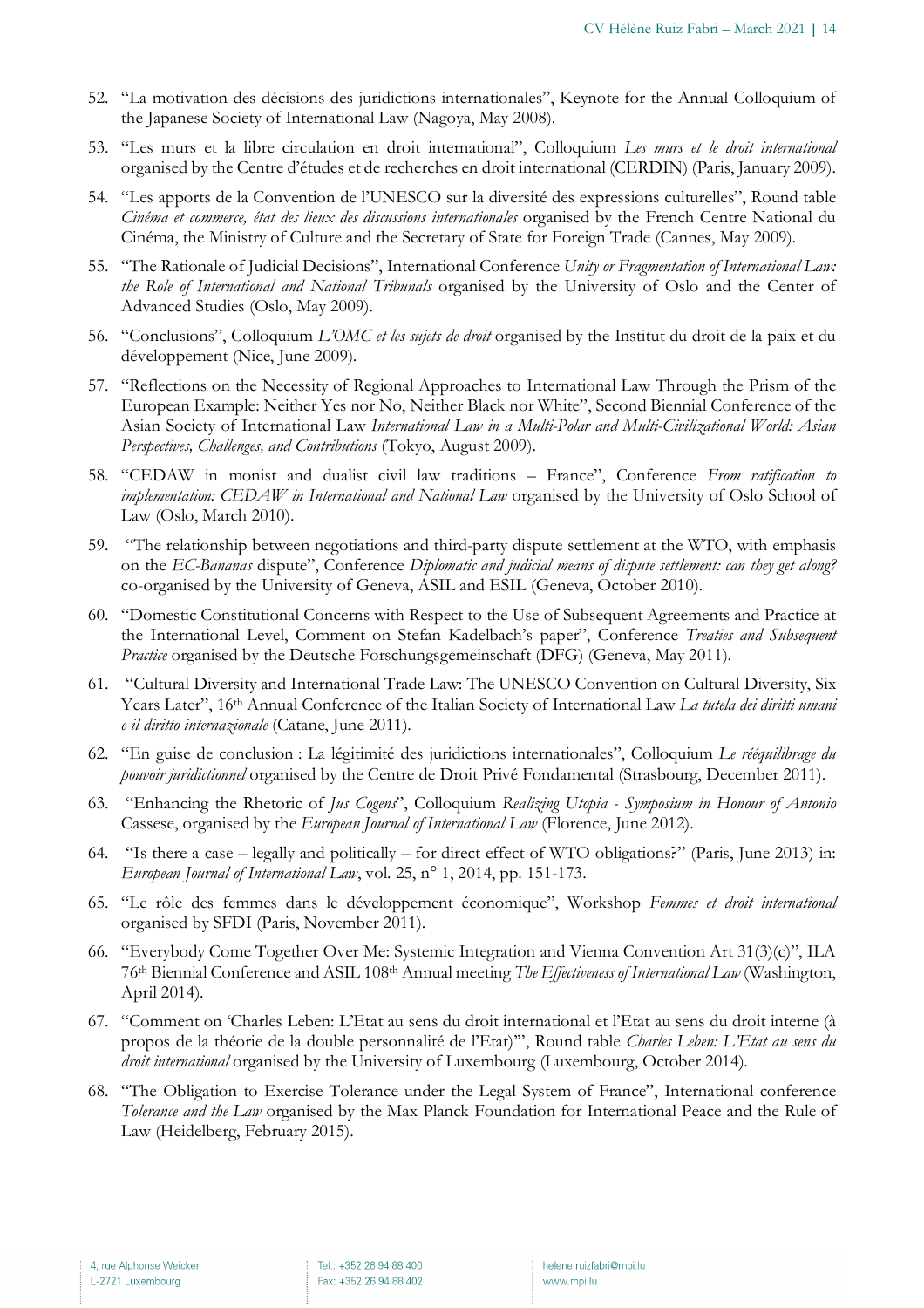52. "La motivation des décisions des juridictions internationales", Keynote for the Annual Colloquium of the Japanese Society of International Law (Nagoya, May 2008).
53. "Les murs et la libre circulation en droit international", Colloquium *Les murs et le droit international* organised by the Centre d'études et de recherches en droit international (CERDIN) (Paris, January 2009).
54. "Les apports de la Convention de l'UNESCO sur la diversité des expressions culturelles", Round table *Cinéma et commerce, état des lieux des discussions internationales* organised by the French Centre National du Cinéma, the Ministry of Culture and the Secretary of State for Foreign Trade (Cannes, May 2009).
55. "The Rationale of Judicial Decisions", International Conference *Unity or Fragmentation of International Law: the Role of International and National Tribunals* organised by the University of Oslo and the Center of Advanced Studies (Oslo, May 2009).
56. "Conclusions", Colloquium *L'OMC et les sujets de droit* organised by the Institut du droit de la paix et du développement (Nice, June 2009).
57. "Reflections on the Necessity of Regional Approaches to International Law Through the Prism of the European Example: Neither Yes nor No, Neither Black nor White", Second Biennial Conference of the Asian Society of International Law *International Law in a Multi-Polar and Multi-Civilizational World: Asian Perspectives, Challenges, and Contributions* (Tokyo, August 2009).
58. "CEDAW in monist and dualist civil law traditions – France", Conference *From ratification to implementation: CEDAW in International and National Law* organised by the University of Oslo School of Law (Oslo, March 2010).
59. "The relationship between negotiations and third-party dispute settlement at the WTO, with emphasis on the *EC-Bananas* dispute", Conference *Diplomatic and judicial means of dispute settlement: can they get along?* co-organised by the University of Geneva, ASIL and ESIL (Geneva, October 2010).
60. "Domestic Constitutional Concerns with Respect to the Use of Subsequent Agreements and Practice at the International Level, Comment on Stefan Kadelbach's paper", Conference *Treaties and Subsequent Practice* organised by the Deutsche Forschungsgemeinschaft (DFG) (Geneva, May 2011).
61. "Cultural Diversity and International Trade Law: The UNESCO Convention on Cultural Diversity, Six Years Later", 16th Annual Conference of the Italian Society of International Law *La tutela dei diritti umani e il diritto internazionale* (Catane, June 2011).
62. "En guise de conclusion : La légitimité des juridictions internationales", Colloquium *Le rééquilibrage du pouvoir juridictionnel* organised by the Centre de Droit Privé Fondamental (Strasbourg, December 2011).
63. "Enhancing the Rhetoric of *Jus Cogens*", Colloquium *Realizing Utopia - Symposium in Honour of Antonio* Cassese, organised by the *European Journal of International Law* (Florence, June 2012).
64. "Is there a case – legally and politically – for direct effect of WTO obligations?" (Paris, June 2013) in: *European Journal of International Law*, vol. 25, n° 1, 2014, pp. 151-173.
65. "Le rôle des femmes dans le développement économique", Workshop *Femmes et droit international* organised by SFDI (Paris, November 2011).
66. "Everybody Come Together Over Me: Systemic Integration and Vienna Convention Art 31(3)(c)", ILA 76th Biennial Conference and ASIL 108th Annual meeting *The Effectiveness of International Law* (Washington, April 2014).
67. "Comment on 'Charles Leben: L'Etat au sens du droit international et l'Etat au sens du droit interne (à propos de la théorie de la double personnalité de l'Etat)'", Round table *Charles Leben: L'Etat au sens du droit international* organised by the University of Luxembourg (Luxembourg, October 2014).
68. "The Obligation to Exercise Tolerance under the Legal System of France", International conference *Tolerance and the Law* organised by the Max Planck Foundation for International Peace and the Rule of Law (Heidelberg, February 2015).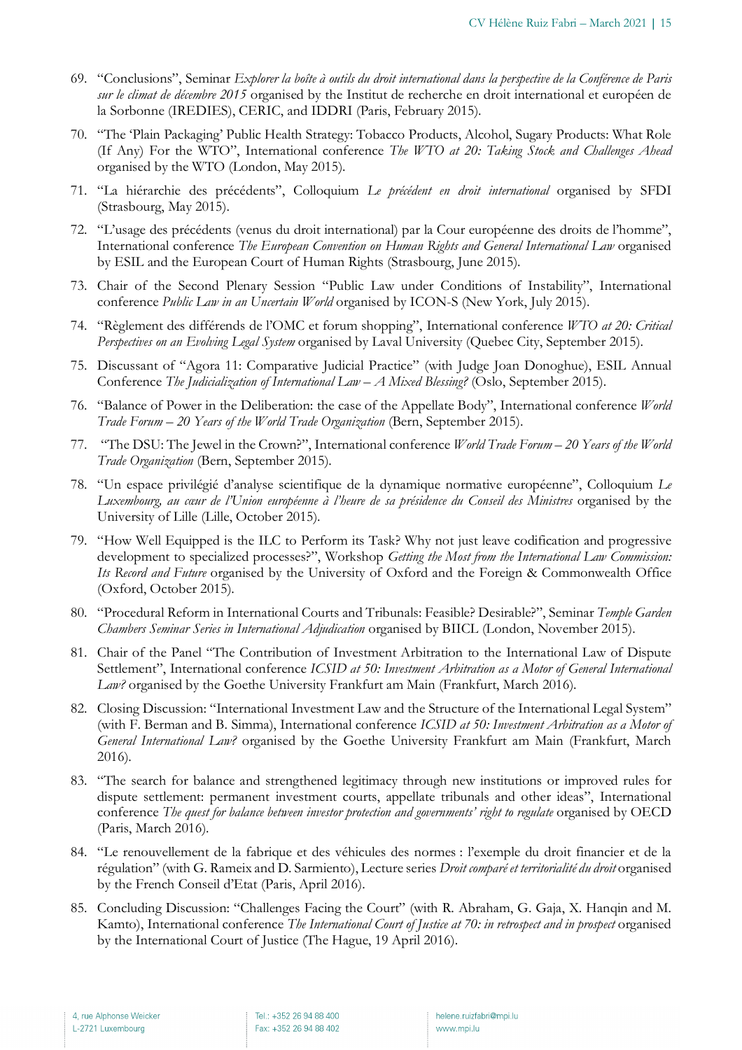69. "Conclusions", Seminar *Explorer la boîte à outils du droit international dans la perspective de la Conférence de Paris sur le climat de décembre 2015* organised by the Institut de recherche en droit international et européen de la Sorbonne (IREDIES), CERIC, and IDDRI (Paris, February 2015).
70. "The 'Plain Packaging' Public Health Strategy: Tobacco Products, Alcohol, Sugary Products: What Role (If Any) For the WTO", International conference *The WTO at 20: Taking Stock and Challenges Ahead* organised by the WTO (London, May 2015).
71. "La hiérarchie des précédents", Colloquium *Le précédent en droit international* organised by SFDI (Strasbourg, May 2015).
72. "L'usage des précédents (venus du droit international) par la Cour européenne des droits de l'homme", International conference *The European Convention on Human Rights and General International Law* organised by ESIL and the European Court of Human Rights (Strasbourg, June 2015).
73. Chair of the Second Plenary Session "Public Law under Conditions of Instability", International conference *Public Law in an Uncertain World* organised by ICON-S (New York, July 2015).
74. "Règlement des différends de l'OMC et forum shopping", International conference *WTO at 20: Critical Perspectives on an Evolving Legal System* organised by Laval University (Quebec City, September 2015).
75. Discussant of "Agora 11: Comparative Judicial Practice" (with Judge Joan Donoghue), ESIL Annual Conference *The Judicialization of International Law – A Mixed Blessing?* (Oslo, September 2015).
76. "Balance of Power in the Deliberation: the case of the Appellate Body", International conference *World Trade Forum – 20 Years of the World Trade Organization* (Bern, September 2015).
77. "The DSU: The Jewel in the Crown?", International conference *World Trade Forum – 20 Years of the World Trade Organization* (Bern, September 2015).
78. "Un espace privilégié d'analyse scientifique de la dynamique normative européenne", Colloquium *Le Luxembourg, au cœur de l'Union européenne à l'heure de sa présidence du Conseil des Ministres* organised by the University of Lille (Lille, October 2015).
79. "How Well Equipped is the ILC to Perform its Task? Why not just leave codification and progressive development to specialized processes?", Workshop *Getting the Most from the International Law Commission: Its Record and Future* organised by the University of Oxford and the Foreign & Commonwealth Office (Oxford, October 2015).
80. "Procedural Reform in International Courts and Tribunals: Feasible? Desirable?", Seminar *Temple Garden Chambers Seminar Series in International Adjudication* organised by BIICL (London, November 2015).
81. Chair of the Panel "The Contribution of Investment Arbitration to the International Law of Dispute Settlement", International conference *ICSID at 50: Investment Arbitration as a Motor of General International Law?* organised by the Goethe University Frankfurt am Main (Frankfurt, March 2016).
82. Closing Discussion: "International Investment Law and the Structure of the International Legal System" (with F. Berman and B. Simma), International conference *ICSID at 50: Investment Arbitration as a Motor of General International Law?* organised by the Goethe University Frankfurt am Main (Frankfurt, March 2016).
83. "The search for balance and strengthened legitimacy through new institutions or improved rules for dispute settlement: permanent investment courts, appellate tribunals and other ideas", International conference *The quest for balance between investor protection and governments' right to regulate* organised by OECD (Paris, March 2016).
84. "Le renouvellement de la fabrique et des véhicules des normes : l'exemple du droit financier et de la régulation" (with G. Rameix and D. Sarmiento), Lecture series *Droit comparé et territorialité du droit* organised by the French Conseil d'Etat (Paris, April 2016).
85. Concluding Discussion: "Challenges Facing the Court" (with R. Abraham, G. Gaja, X. Hanqin and M. Kamto), International conference *The International Court of Justice at 70: in retrospect and in prospect* organised by the International Court of Justice (The Hague, 19 April 2016).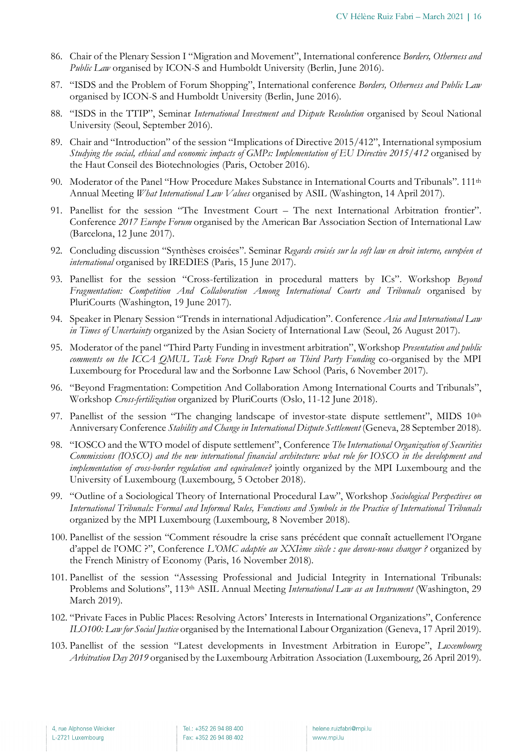86. Chair of the Plenary Session I “Migration and Movement”, International conference *Borders, Otherness and Public Law* organised by ICON-S and Humboldt University (Berlin, June 2016).

87. “ISDS and the Problem of Forum Shopping”, International conference *Borders, Otherness and Public Law* organised by ICON-S and Humboldt University (Berlin, June 2016).

88. “ISDS in the TTIP”, Seminar *International Investment and Dispute Resolution* organised by Seoul National University (Seoul, September 2016).

89. Chair and “Introduction” of the session “Implications of Directive 2015/412”, International symposium *Studying the social, ethical and economic impacts of GMPs: Implementation of EU Directive 2015/412* organised by the Haut Conseil des Biotechnologies (Paris, October 2016).

90. Moderator of the Panel “How Procedure Makes Substance in International Courts and Tribunals”. 111th Annual Meeting *What International Law Values* organised by ASIL (Washington, 14 April 2017).

91. Panellist for the session “The Investment Court – The next International Arbitration frontier”. Conference *2017 Europe Forum* organised by the American Bar Association Section of International Law (Barcelona, 12 June 2017).

92. Concluding discussion “Synthèses croisées”. Seminar *Regards croisés sur la soft law en droit interne, européen et international* organised by IREDIES (Paris, 15 June 2017).

93. Panellist for the session “Cross-fertilization in procedural matters by ICs”. Workshop *Beyond Fragmentation: Competition And Collaboration Among International Courts and Tribunals* organised by PluriCourts (Washington, 19 June 2017).

94. Speaker in Plenary Session “Trends in international Adjudication”. Conference *Asia and International Law in Times of Uncertainty* organized by the Asian Society of International Law (Seoul, 26 August 2017).

95. Moderator of the panel “Third Party Funding in investment arbitration”, Workshop *Presentation and public comments on the ICCA QMUL Task Force Draft Report on Third Party Funding* co-organised by the MPI Luxembourg for Procedural law and the Sorbonne Law School (Paris, 6 November 2017).

96. “Beyond Fragmentation: Competition And Collaboration Among International Courts and Tribunals”, Workshop *Cross-fertilization* organized by PluriCourts (Oslo, 11-12 June 2018).

97. Panellist of the session “The changing landscape of investor-state dispute settlement”, MIDS 10th Anniversary Conference *Stability and Change in International Dispute Settlement* (Geneva, 28 September 2018).

98. “IOSCO and the WTO model of dispute settlement”, Conference *The International Organization of Securities Commissions (IOSCO) and the new international financial architecture: what role for IOSCO in the development and implementation of cross-border regulation and equivalence?* jointly organized by the MPI Luxembourg and the University of Luxembourg (Luxembourg, 5 October 2018).

99. “Outline of a Sociological Theory of International Procedural Law”, Workshop *Sociological Perspectives on International Tribunals: Formal and Informal Rules, Functions and Symbols in the Practice of International Tribunals* organized by the MPI Luxembourg (Luxembourg, 8 November 2018).

100. Panellist of the session “Comment résoudre la crise sans précédent que connaît actuellement l’Organe d’appel de l’OMC ?”, Conference *L’OMC adaptée au XXIème siècle : que devons-nous changer ?* organized by the French Ministry of Economy (Paris, 16 November 2018).

101. Panellist of the session “Assessing Professional and Judicial Integrity in International Tribunals: Problems and Solutions”, 113th ASIL Annual Meeting *International Law as an Instrument* (Washington, 29 March 2019).

102. “Private Faces in Public Places: Resolving Actors’ Interests in International Organizations”, Conference *ILO100: Law for Social Justice* organised by the International Labour Organization (Geneva, 17 April 2019).

103. Panellist of the session “Latest developments in Investment Arbitration in Europe”, *Luxembourg Arbitration Day 2019* organised by the Luxembourg Arbitration Association (Luxembourg, 26 April 2019).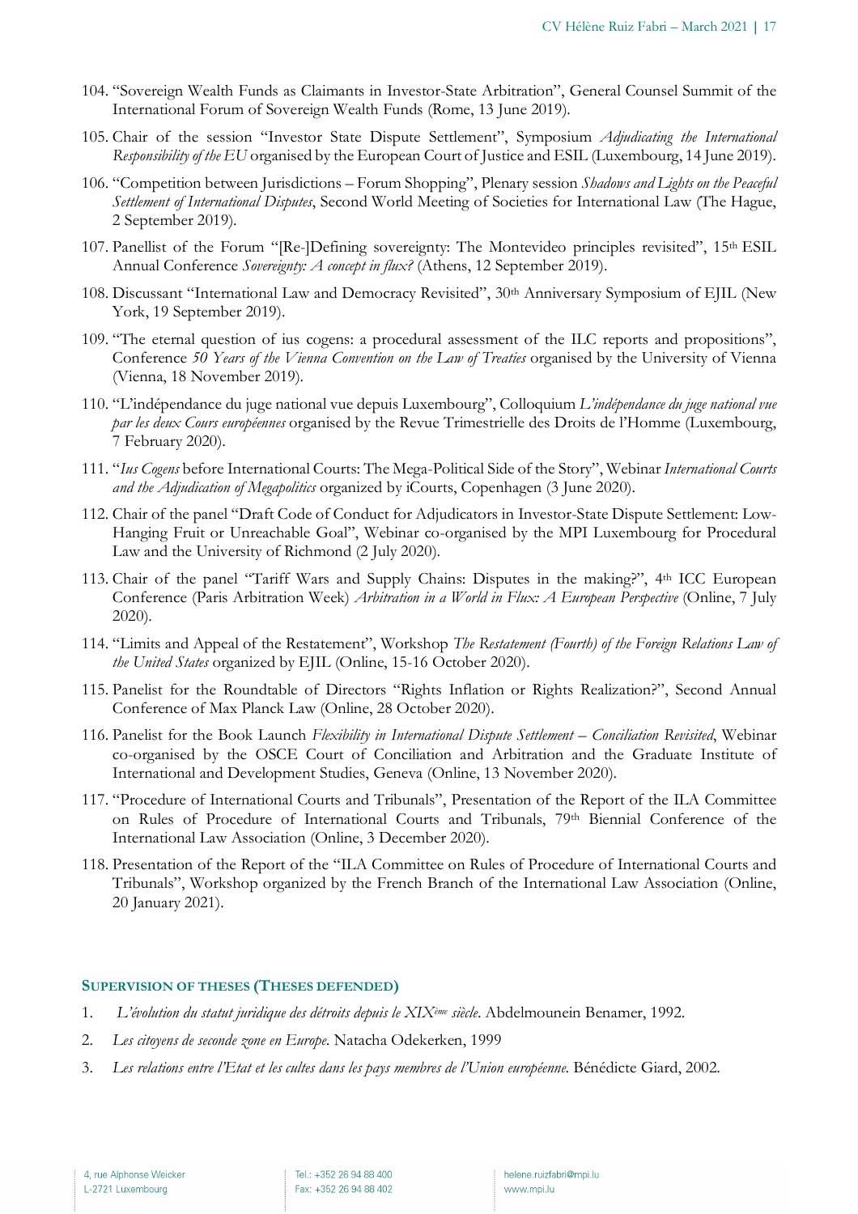104. "Sovereign Wealth Funds as Claimants in Investor-State Arbitration", General Counsel Summit of the International Forum of Sovereign Wealth Funds (Rome, 13 June 2019).

105. Chair of the session "Investor State Dispute Settlement", Symposium *Adjudicating the International Responsibility of the EU* organised by the European Court of Justice and ESIL (Luxembourg, 14 June 2019).

106. "Competition between Jurisdictions – Forum Shopping", Plenary session *Shadows and Lights on the Peaceful Settlement of International Disputes*, Second World Meeting of Societies for International Law (The Hague, 2 September 2019).

107. Panellist of the Forum "[Re-]Defining sovereignty: The Montevideo principles revisited", 15th ESIL Annual Conference *Sovereignty: A concept in flux?* (Athens, 12 September 2019).

108. Discussant "International Law and Democracy Revisited", 30th Anniversary Symposium of EJIL (New York, 19 September 2019).

109. "The eternal question of ius cogens: a procedural assessment of the ILC reports and propositions", Conference *50 Years of the Vienna Convention on the Law of Treaties* organised by the University of Vienna (Vienna, 18 November 2019).

110. "L'indépendance du juge national vue depuis Luxembourg", Colloquium *L'indépendance du juge national vue par les deux Cours européennes* organised by the Revue Trimestrielle des Droits de l'Homme (Luxembourg, 7 February 2020).

111. "*Ius Cogens* before International Courts: The Mega-Political Side of the Story", Webinar *International Courts and the Adjudication of Megapolitics* organized by iCourts, Copenhagen (3 June 2020).

112. Chair of the panel "Draft Code of Conduct for Adjudicators in Investor-State Dispute Settlement: Low-Hanging Fruit or Unreachable Goal", Webinar co-organised by the MPI Luxembourg for Procedural Law and the University of Richmond (2 July 2020).

113. Chair of the panel "Tariff Wars and Supply Chains: Disputes in the making?", 4th ICC European Conference (Paris Arbitration Week) *Arbitration in a World in Flux: A European Perspective* (Online, 7 July 2020).

114. "Limits and Appeal of the Restatement", Workshop *The Restatement (Fourth) of the Foreign Relations Law of the United States* organized by EJIL (Online, 15-16 October 2020).

115. Panelist for the Roundtable of Directors "Rights Inflation or Rights Realization?", Second Annual Conference of Max Planck Law (Online, 28 October 2020).

116. Panelist for the Book Launch *Flexibility in International Dispute Settlement – Conciliation Revisited*, Webinar co-organised by the OSCE Court of Conciliation and Arbitration and the Graduate Institute of International and Development Studies, Geneva (Online, 13 November 2020).

117. "Procedure of International Courts and Tribunals", Presentation of the Report of the ILA Committee on Rules of Procedure of International Courts and Tribunals, 79th Biennial Conference of the International Law Association (Online, 3 December 2020).

118. Presentation of the Report of the "ILA Committee on Rules of Procedure of International Courts and Tribunals", Workshop organized by the French Branch of the International Law Association (Online, 20 January 2021).

## Supervision of theses (Theses defended)

1. *L'évolution du statut juridique des détroits depuis le XIXème siècle*. Abdelmounein Benamer, 1992.
2. *Les citoyens de seconde zone en Europe.* Natacha Odekerken, 1999
3. *Les relations entre l'Etat et les cultes dans les pays membres de l'Union européenne.* Bénédicte Giard, 2002.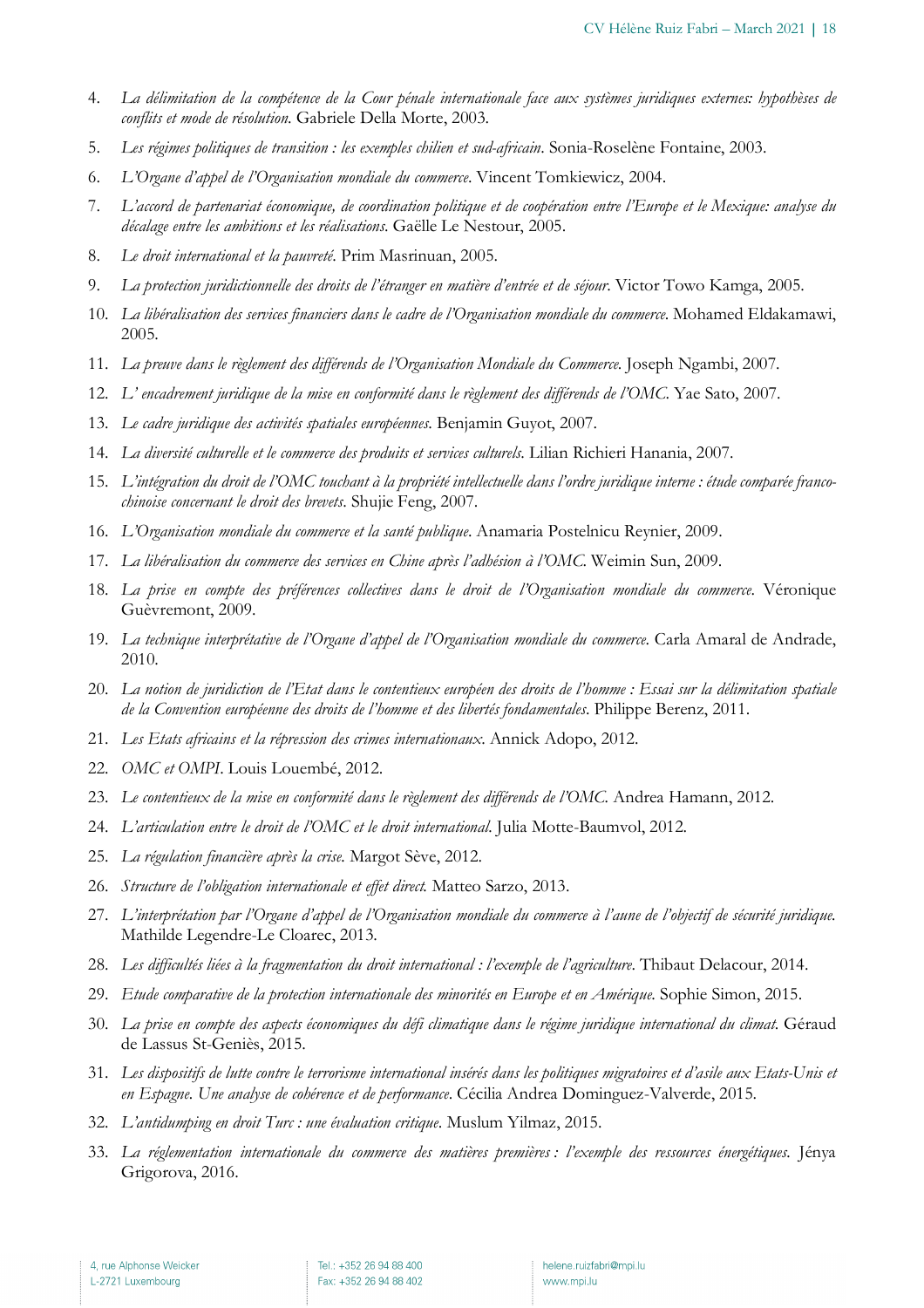4. *La délimitation de la compétence de la Cour pénale internationale face aux systèmes juridiques externes: hypothèses de conflits et mode de résolution*. Gabriele Della Morte, 2003.
5. *Les régimes politiques de transition : les exemples chilien et sud-africain*. Sonia-Roselène Fontaine, 2003.
6. *L'Organe d'appel de l'Organisation mondiale du commerce*. Vincent Tomkiewicz, 2004.
7. *L'accord de partenariat économique, de coordination politique et de coopération entre l'Europe et le Mexique: analyse du décalage entre les ambitions et les réalisations*. Gaëlle Le Nestour, 2005.
8. *Le droit international et la pauvreté*. Prim Masrinuan, 2005.
9. *La protection juridictionnelle des droits de l'étranger en matière d'entrée et de séjour*. Victor Towo Kamga, 2005.
10. *La libéralisation des services financiers dans le cadre de l'Organisation mondiale du commerce*. Mohamed Eldakamawi, 2005.
11. *La preuve dans le règlement des différends de l'Organisation Mondiale du Commerce*. Joseph Ngambi, 2007.
12. *L' encadrement juridique de la mise en conformité dans le règlement des différends de l'OMC*. Yae Sato, 2007.
13. *Le cadre juridique des activités spatiales européennes*. Benjamin Guyot, 2007.
14. *La diversité culturelle et le commerce des produits et services culturels*. Lilian Richieri Hanania, 2007.
15. *L'intégration du droit de l'OMC touchant à la propriété intellectuelle dans l'ordre juridique interne : étude comparée franco-chinoise concernant le droit des brevets*. Shujie Feng, 2007.
16. *L'Organisation mondiale du commerce et la santé publique*. Anamaria Postelnicu Reynier, 2009.
17. *La libéralisation du commerce des services en Chine après l'adhésion à l'OMC*. Weimin Sun, 2009.
18. *La prise en compte des préférences collectives dans le droit de l'Organisation mondiale du commerce*. Véronique Guèvremont, 2009.
19. *La technique interprétative de l'Organe d'appel de l'Organisation mondiale du commerce*. Carla Amaral de Andrade, 2010.
20. *La notion de juridiction de l'Etat dans le contentieux européen des droits de l'homme : Essai sur la délimitation spatiale de la Convention européenne des droits de l'homme et des libertés fondamentales*. Philippe Berenz, 2011.
21. *Les Etats africains et la répression des crimes internationaux*. Annick Adopo, 2012.
22. *OMC et OMPI*. Louis Louembé, 2012.
23. *Le contentieux de la mise en conformité dans le règlement des différends de l'OMC*. Andrea Hamann, 2012.
24. *L'articulation entre le droit de l'OMC et le droit international*. Julia Motte-Baumvol, 2012.
25. *La régulation financière après la crise*. Margot Sève, 2012.
26. *Structure de l'obligation internationale et effet direct*. Matteo Sarzo, 2013.
27. *L'interprétation par l'Organe d'appel de l'Organisation mondiale du commerce à l'aune de l'objectif de sécurité juridique*. Mathilde Legendre-Le Cloarec, 2013.
28. *Les difficultés liées à la fragmentation du droit international : l'exemple de l'agriculture*. Thibaut Delacour, 2014.
29. *Etude comparative de la protection internationale des minorités en Europe et en Amérique*. Sophie Simon, 2015.
30. *La prise en compte des aspects économiques du défi climatique dans le régime juridique international du climat*. Géraud de Lassus St-Geniès, 2015.
31. *Les dispositifs de lutte contre le terrorisme international insérés dans les politiques migratoires et d'asile aux Etats-Unis et en Espagne. Une analyse de cohérence et de performance*. Cécilia Andrea Dominguez-Valverde, 2015.
32. *L'antidumping en droit Turc : une évaluation critique*. Muslum Yilmaz, 2015.
33. *La réglementation internationale du commerce des matières premières : l'exemple des ressources énergétiques*. Jénya Grigorova, 2016.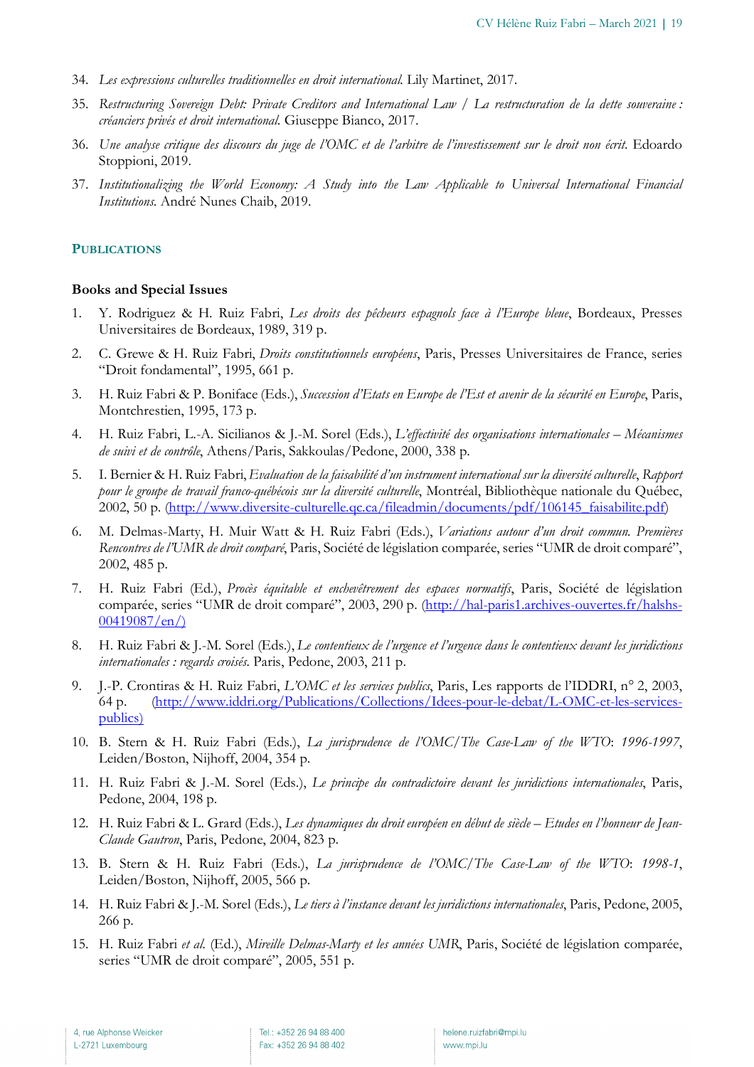34. *Les expressions culturelles traditionnelles en droit international.* Lily Martinet, 2017.
35. *Restructuring Sovereign Debt: Private Creditors and International Law / La restructuration de la dette souveraine : créanciers privés et droit international.* Giuseppe Bianco, 2017.
36. *Une analyse critique des discours du juge de l'OMC et de l'arbitre de l'investissement sur le droit non écrit.* Edoardo Stoppioni, 2019.
37. *Institutionalizing the World Economy: A Study into the Law Applicable to Universal International Financial Institutions.* André Nunes Chaib, 2019.

## PUBLICATIONS

### Books and Special Issues

1. Y. Rodriguez & H. Ruiz Fabri, *Les droits des pêcheurs espagnols face à l'Europe bleue*, Bordeaux, Presses Universitaires de Bordeaux, 1989, 319 p.
2. C. Grewe & H. Ruiz Fabri, *Droits constitutionnels européens*, Paris, Presses Universitaires de France, series "Droit fondamental", 1995, 661 p.
3. H. Ruiz Fabri & P. Boniface (Eds.), *Succession d'Etats en Europe de l'Est et avenir de la sécurité en Europe*, Paris, Montchrestien, 1995, 173 p.
4. H. Ruiz Fabri, L.-A. Sicilianos & J.-M. Sorel (Eds.), *L'effectivité des organisations internationales – Mécanismes de suivi et de contrôle*, Athens/Paris, Sakkoulas/Pedone, 2000, 338 p.
5. I. Bernier & H. Ruiz Fabri, *Evaluation de la faisabilité d'un instrument international sur la diversité culturelle*, *Rapport pour le groupe de travail franco-québécois sur la diversité culturelle*, Montréal, Bibliothèque nationale du Québec, 2002, 50 p. (http://www.diversite-culturelle.qc.ca/fileadmin/documents/pdf/106145_faisabilite.pdf)
6. M. Delmas-Marty, H. Muir Watt & H. Ruiz Fabri (Eds.), *Variations autour d'un droit commun. Premières Rencontres de l'UMR de droit comparé*, Paris, Société de législation comparée, series "UMR de droit comparé", 2002, 485 p.
7. H. Ruiz Fabri (Ed.), *Procès équitable et enchevêtrement des espaces normatifs*, Paris, Société de législation comparée, series "UMR de droit comparé", 2003, 290 p. (http://hal-paris1.archives-ouvertes.fr/halshs-00419087/en/)
8. H. Ruiz Fabri & J.-M. Sorel (Eds.), *Le contentieux de l'urgence et l'urgence dans le contentieux devant les juridictions internationales : regards croisés.* Paris, Pedone, 2003, 211 p.
9. J.-P. Crontiras & H. Ruiz Fabri, *L'OMC et les services publics*, Paris, Les rapports de l'IDDRI, n° 2, 2003, 64 p. (http://www.iddri.org/Publications/Collections/Idees-pour-le-debat/L-OMC-et-les-services-publics)
10. B. Stern & H. Ruiz Fabri (Eds.), *La jurisprudence de l'OMC/The Case-Law of the WTO*: *1996-1997*, Leiden/Boston, Nijhoff, 2004, 354 p.
11. H. Ruiz Fabri & J.-M. Sorel (Eds.), *Le principe du contradictoire devant les juridictions internationales*, Paris, Pedone, 2004, 198 p.
12. H. Ruiz Fabri & L. Grard (Eds.), *Les dynamiques du droit européen en début de siècle – Etudes en l'honneur de Jean-Claude Gautron*, Paris, Pedone, 2004, 823 p.
13. B. Stern & H. Ruiz Fabri (Eds.), *La jurisprudence de l'OMC/The Case-Law of the WTO*: *1998-1*, Leiden/Boston, Nijhoff, 2005, 566 p.
14. H. Ruiz Fabri & J.-M. Sorel (Eds.), *Le tiers à l'instance devant les juridictions internationales*, Paris, Pedone, 2005, 266 p.
15. H. Ruiz Fabri *et al.* (Ed.), *Mireille Delmas-Marty et les années UMR*, Paris, Société de législation comparée, series "UMR de droit comparé", 2005, 551 p.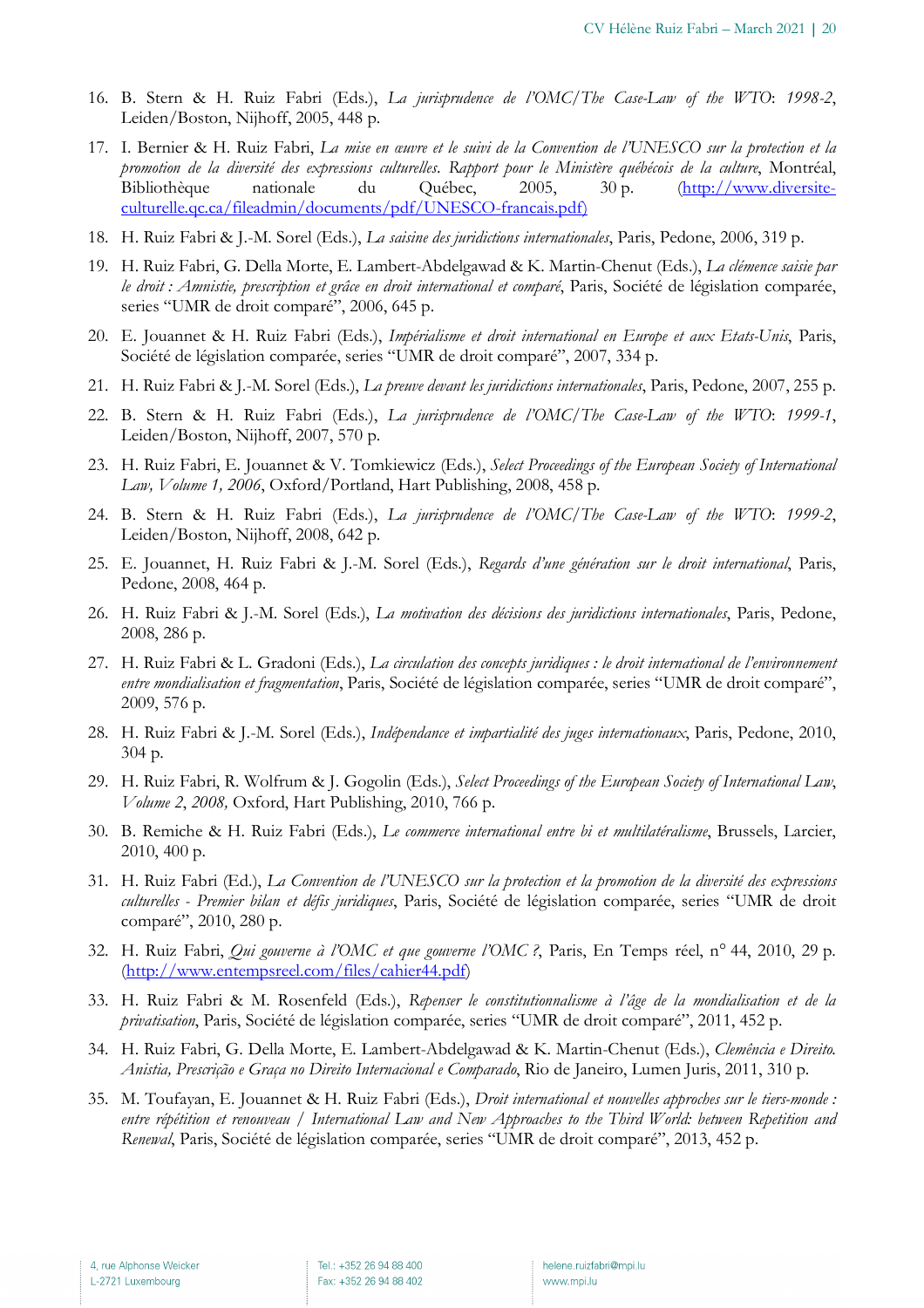16. B. Stern & H. Ruiz Fabri (Eds.), *La jurisprudence de l'OMC/The Case-Law of the WTO*: *1998-2*, Leiden/Boston, Nijhoff, 2005, 448 p.
17. I. Bernier & H. Ruiz Fabri, *La mise en œuvre et le suivi de la Convention de l'UNESCO sur la protection et la promotion de la diversité des expressions culturelles. Rapport pour le Ministère québécois de la culture*, Montréal, Bibliothèque nationale du Québec, 2005, 30 p. (http://www.diversite-culturelle.qc.ca/fileadmin/documents/pdf/UNESCO-francais.pdf)
18. H. Ruiz Fabri & J.-M. Sorel (Eds.), *La saisine des juridictions internationales*, Paris, Pedone, 2006, 319 p.
19. H. Ruiz Fabri, G. Della Morte, E. Lambert-Abdelgawad & K. Martin-Chenut (Eds.), *La clémence saisie par le droit : Amnistie, prescription et grâce en droit international et comparé*, Paris, Société de législation comparée, series "UMR de droit comparé", 2006, 645 p.
20. E. Jouannet & H. Ruiz Fabri (Eds.), *Impérialisme et droit international en Europe et aux Etats-Unis*, Paris, Société de législation comparée, series "UMR de droit comparé", 2007, 334 p.
21. H. Ruiz Fabri & J.-M. Sorel (Eds.), *La preuve devant les juridictions internationales*, Paris, Pedone, 2007, 255 p.
22. B. Stern & H. Ruiz Fabri (Eds.), *La jurisprudence de l'OMC/The Case-Law of the WTO*: *1999-1*, Leiden/Boston, Nijhoff, 2007, 570 p.
23. H. Ruiz Fabri, E. Jouannet & V. Tomkiewicz (Eds.), *Select Proceedings of the European Society of International Law, Volume 1, 2006*, Oxford/Portland, Hart Publishing, 2008, 458 p.
24. B. Stern & H. Ruiz Fabri (Eds.), *La jurisprudence de l'OMC/The Case-Law of the WTO*: *1999-2*, Leiden/Boston, Nijhoff, 2008, 642 p.
25. E. Jouannet, H. Ruiz Fabri & J.-M. Sorel (Eds.), *Regards d'une génération sur le droit international*, Paris, Pedone, 2008, 464 p.
26. H. Ruiz Fabri & J.-M. Sorel (Eds.), *La motivation des décisions des juridictions internationales*, Paris, Pedone, 2008, 286 p.
27. H. Ruiz Fabri & L. Gradoni (Eds.), *La circulation des concepts juridiques : le droit international de l'environnement entre mondialisation et fragmentation*, Paris, Société de législation comparée, series "UMR de droit comparé", 2009, 576 p.
28. H. Ruiz Fabri & J.-M. Sorel (Eds.), *Indépendance et impartialité des juges internationaux*, Paris, Pedone, 2010, 304 p.
29. H. Ruiz Fabri, R. Wolfrum & J. Gogolin (Eds.), *Select Proceedings of the European Society of International Law, Volume 2*, *2008,* Oxford, Hart Publishing, 2010, 766 p.
30. B. Remiche & H. Ruiz Fabri (Eds.), *Le commerce international entre bi et multilatéralisme*, Brussels, Larcier, 2010, 400 p.
31. H. Ruiz Fabri (Ed.), *La Convention de l'UNESCO sur la protection et la promotion de la diversité des expressions culturelles - Premier bilan et défis juridiques*, Paris, Société de législation comparée, series "UMR de droit comparé", 2010, 280 p.
32. H. Ruiz Fabri, *Qui gouverne à l'OMC et que gouverne l'OMC ?*, Paris, En Temps réel, n° 44, 2010, 29 p. (http://www.entempsreel.com/files/cahier44.pdf)
33. H. Ruiz Fabri & M. Rosenfeld (Eds.), *Repenser le constitutionnalisme à l'âge de la mondialisation et de la privatisation*, Paris, Société de législation comparée, series "UMR de droit comparé", 2011, 452 p.
34. H. Ruiz Fabri, G. Della Morte, E. Lambert-Abdelgawad & K. Martin-Chenut (Eds.), *Clemência e Direito. Anistia, Prescrição e Graça no Direito Internacional e Comparado*, Rio de Janeiro, Lumen Juris, 2011, 310 p.
35. M. Toufayan, E. Jouannet & H. Ruiz Fabri (Eds.), *Droit international et nouvelles approches sur le tiers-monde : entre répétition et renouveau / International Law and New Approaches to the Third World: between Repetition and Renewal*, Paris, Société de législation comparée, series "UMR de droit comparé", 2013, 452 p.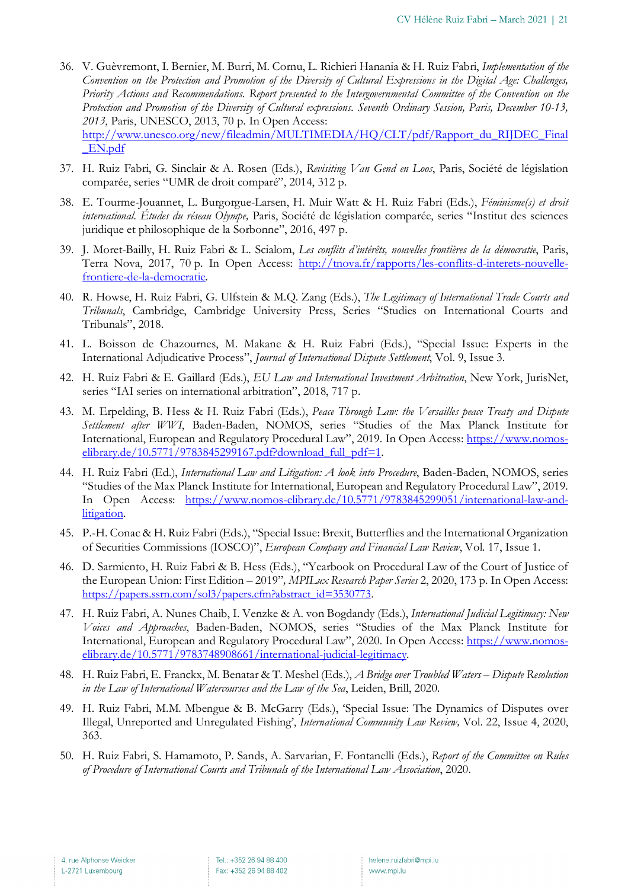36. V. Guèvremont, I. Bernier, M. Burri, M. Cornu, L. Richieri Hanania & H. Ruiz Fabri, *Implementation of the Convention on the Protection and Promotion of the Diversity of Cultural Expressions in the Digital Age: Challenges, Priority Actions and Recommendations. Report presented to the Intergovernmental Committee of the Convention on the Protection and Promotion of the Diversity of Cultural expressions. Seventh Ordinary Session, Paris, December 10-13, 2013*, Paris, UNESCO, 2013, 70 p. In Open Access: http://www.unesco.org/new/fileadmin/MULTIMEDIA/HQ/CLT/pdf/Rapport_du_RIJDEC_Final_EN.pdf

37. H. Ruiz Fabri, G. Sinclair & A. Rosen (Eds.), *Revisiting Van Gend en Loos*, Paris, Société de législation comparée, series "UMR de droit comparé", 2014, 312 p.

38. E. Tourme-Jouannet, L. Burgorgue-Larsen, H. Muir Watt & H. Ruiz Fabri (Eds.), *Féminisme(s) et droit international. Études du réseau Olympe,* Paris, Société de législation comparée, series "Institut des sciences juridique et philosophique de la Sorbonne", 2016, 497 p.

39. J. Moret-Bailly, H. Ruiz Fabri & L. Scialom, *Les conflits d'intérêts, nouvelles frontières de la démocratie*, Paris, Terra Nova, 2017, 70 p. In Open Access: http://tnova.fr/rapports/les-conflits-d-interets-nouvelle-frontiere-de-la-democratie.

40. R. Howse, H. Ruiz Fabri, G. Ulfstein & M.Q. Zang (Eds.), *The Legitimacy of International Trade Courts and Tribunals*, Cambridge, Cambridge University Press, Series "Studies on International Courts and Tribunals", 2018.

41. L. Boisson de Chazournes, M. Makane & H. Ruiz Fabri (Eds.), "Special Issue: Experts in the International Adjudicative Process", *Journal of International Dispute Settlement*, Vol. 9, Issue 3.

42. H. Ruiz Fabri & E. Gaillard (Eds.), *EU Law and International Investment Arbitration*, New York, JurisNet, series "IAI series on international arbitration", 2018, 717 p.

43. M. Erpelding, B. Hess & H. Ruiz Fabri (Eds.), *Peace Through Law: the Versailles peace Treaty and Dispute Settlement after WWI*, Baden-Baden, NOMOS, series "Studies of the Max Planck Institute for International, European and Regulatory Procedural Law", 2019. In Open Access: https://www.nomos-elibrary.de/10.5771/9783845299167.pdf?download_full_pdf=1.

44. H. Ruiz Fabri (Ed.), *International Law and Litigation: A look into Procedure*, Baden-Baden, NOMOS, series "Studies of the Max Planck Institute for International, European and Regulatory Procedural Law", 2019. In Open Access: https://www.nomos-elibrary.de/10.5771/9783845299051/international-law-and-litigation.

45. P.-H. Conac & H. Ruiz Fabri (Eds.), "Special Issue: Brexit, Butterflies and the International Organization of Securities Commissions (IOSCO)", *European Company and Financial Law Review*, Vol. 17, Issue 1.

46. D. Sarmiento, H. Ruiz Fabri & B. Hess (Eds.), "Yearbook on Procedural Law of the Court of Justice of the European Union: First Edition – 2019"*, MPILux Research Paper Series* 2, 2020, 173 p. In Open Access: https://papers.ssrn.com/sol3/papers.cfm?abstract_id=3530773.

47. H. Ruiz Fabri, A. Nunes Chaib, I. Venzke & A. von Bogdandy (Eds.), *International Judicial Legitimacy: New Voices and Approaches*, Baden-Baden, NOMOS, series "Studies of the Max Planck Institute for International, European and Regulatory Procedural Law", 2020. In Open Access: https://www.nomos-elibrary.de/10.5771/9783748908661/international-judicial-legitimacy.

48. H. Ruiz Fabri, E. Franckx, M. Benatar & T. Meshel (Eds.), *A Bridge over Troubled Waters – Dispute Resolution in the Law of International Watercourses and the Law of the Sea*, Leiden, Brill, 2020.

49. H. Ruiz Fabri, M.M. Mbengue & B. McGarry (Eds.), 'Special Issue: The Dynamics of Disputes over Illegal, Unreported and Unregulated Fishing', *International Community Law Review,* Vol. 22, Issue 4, 2020, 363.

50. H. Ruiz Fabri, S. Hamamoto, P. Sands, A. Sarvarian, F. Fontanelli (Eds.), *Report of the Committee on Rules of Procedure of International Courts and Tribunals of the International Law Association*, 2020.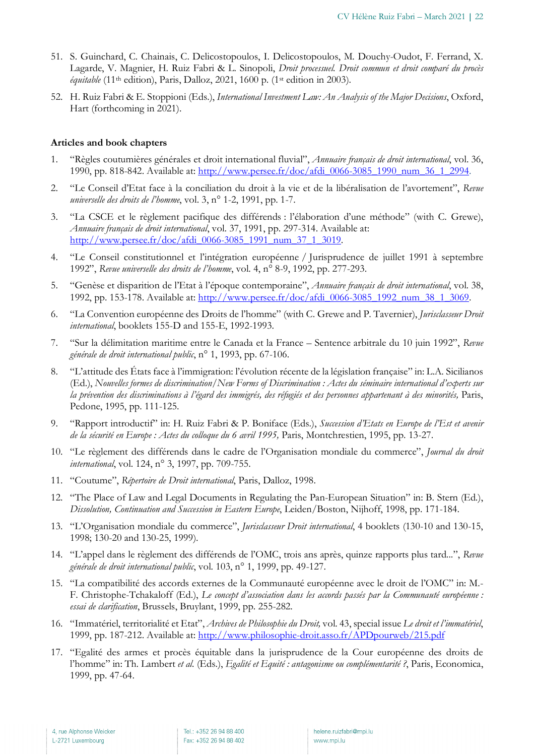51. S. Guinchard, C. Chainais, C. Delicostopoulos, I. Delicostopoulos, M. Douchy-Oudot, F. Ferrand, X. Lagarde, V. Magnier, H. Ruiz Fabri & L. Sinopoli, *Droit processuel. Droit commun et droit comparé du procès équitable* (11th edition), Paris, Dalloz, 2021, 1600 p. (1st edition in 2003).
52. H. Ruiz Fabri & E. Stoppioni (Eds.), *International Investment Law: An Analysis of the Major Decisions*, Oxford, Hart (forthcoming in 2021).

**Articles and book chapters**

1. "Règles coutumières générales et droit international fluvial", *Annuaire français de droit international*, vol. 36, 1990, pp. 818-842. Available at: http://www.persee.fr/doc/afdi_0066-3085_1990_num_36_1_2994.
2. "Le Conseil d'Etat face à la conciliation du droit à la vie et de la libéralisation de l'avortement", *Revue universelle des droits de l'homme*, vol. 3, n° 1-2, 1991, pp. 1-7.
3. "La CSCE et le règlement pacifique des différends : l'élaboration d'une méthode" (with C. Grewe), *Annuaire français de droit international*, vol. 37, 1991, pp. 297-314. Available at: http://www.persee.fr/doc/afdi_0066-3085_1991_num_37_1_3019.
4. "Le Conseil constitutionnel et l'intégration européenne / Jurisprudence de juillet 1991 à septembre 1992", *Revue universelle des droits de l'homme*, vol. 4, n° 8-9, 1992, pp. 277-293.
5. "Genèse et disparition de l'Etat à l'époque contemporaine", *Annuaire français de droit international*, vol. 38, 1992, pp. 153-178. Available at: http://www.persee.fr/doc/afdi_0066-3085_1992_num_38_1_3069.
6. "La Convention européenne des Droits de l'homme" (with C. Grewe and P. Tavernier), *Jurisclasseur Droit international*, booklets 155-D and 155-E, 1992-1993.
7. "Sur la délimitation maritime entre le Canada et la France – Sentence arbitrale du 10 juin 1992", *Revue générale de droit international public*, n° 1, 1993, pp. 67-106.
8. "L'attitude des États face à l'immigration: l'évolution récente de la législation française" in: L.A. Sicilianos (Ed.), *Nouvelles formes de discrimination/New Forms of Discrimination : Actes du séminaire international d'experts sur la prévention des discriminations à l'égard des immigrés, des réfugiés et des personnes appartenant à des minorités,* Paris, Pedone, 1995, pp. 111-125.
9. "Rapport introductif" in: H. Ruiz Fabri & P. Boniface (Eds.), *Succession d'Etats en Europe de l'Est et avenir de la sécurité en Europe : Actes du colloque du 6 avril 1995,* Paris, Montchrestien, 1995, pp. 13-27.
10. "Le règlement des différends dans le cadre de l'Organisation mondiale du commerce", *Journal du droit international*, vol. 124, n° 3, 1997, pp. 709-755.
11. "Coutume", *Répertoire de Droit international*, Paris, Dalloz, 1998.
12. "The Place of Law and Legal Documents in Regulating the Pan-European Situation" in: B. Stern (Ed.), *Dissolution, Continuation and Succession in Eastern Europe*, Leiden/Boston, Nijhoff, 1998, pp. 171-184.
13. "L'Organisation mondiale du commerce", *Jurisclasseur Droit international*, 4 booklets (130-10 and 130-15, 1998; 130-20 and 130-25, 1999).
14. "L'appel dans le règlement des différends de l'OMC, trois ans après, quinze rapports plus tard...", *Revue générale de droit international public*, vol. 103, n° 1, 1999, pp. 49-127.
15. "La compatibilité des accords externes de la Communauté européenne avec le droit de l'OMC" in: M.-F. Christophe-Tchakaloff (Ed.), *Le concept d'association dans les accords passés par la Communauté européenne : essai de clarification*, Brussels, Bruylant, 1999, pp. 255-282.
16. "Immatériel, territorialité et Etat", *Archives de Philosophie du Droit,* vol. 43, special issue *Le droit et l'immatériel*, 1999, pp. 187-212. Available at: http://www.philosophie-droit.asso.fr/APDpourweb/215.pdf
17. "Egalité des armes et procès équitable dans la jurisprudence de la Cour européenne des droits de l'homme" in: Th. Lambert *et al.* (Eds.), *Egalité et Equité : antagonisme ou complémentarité ?*, Paris, Economica, 1999, pp. 47-64.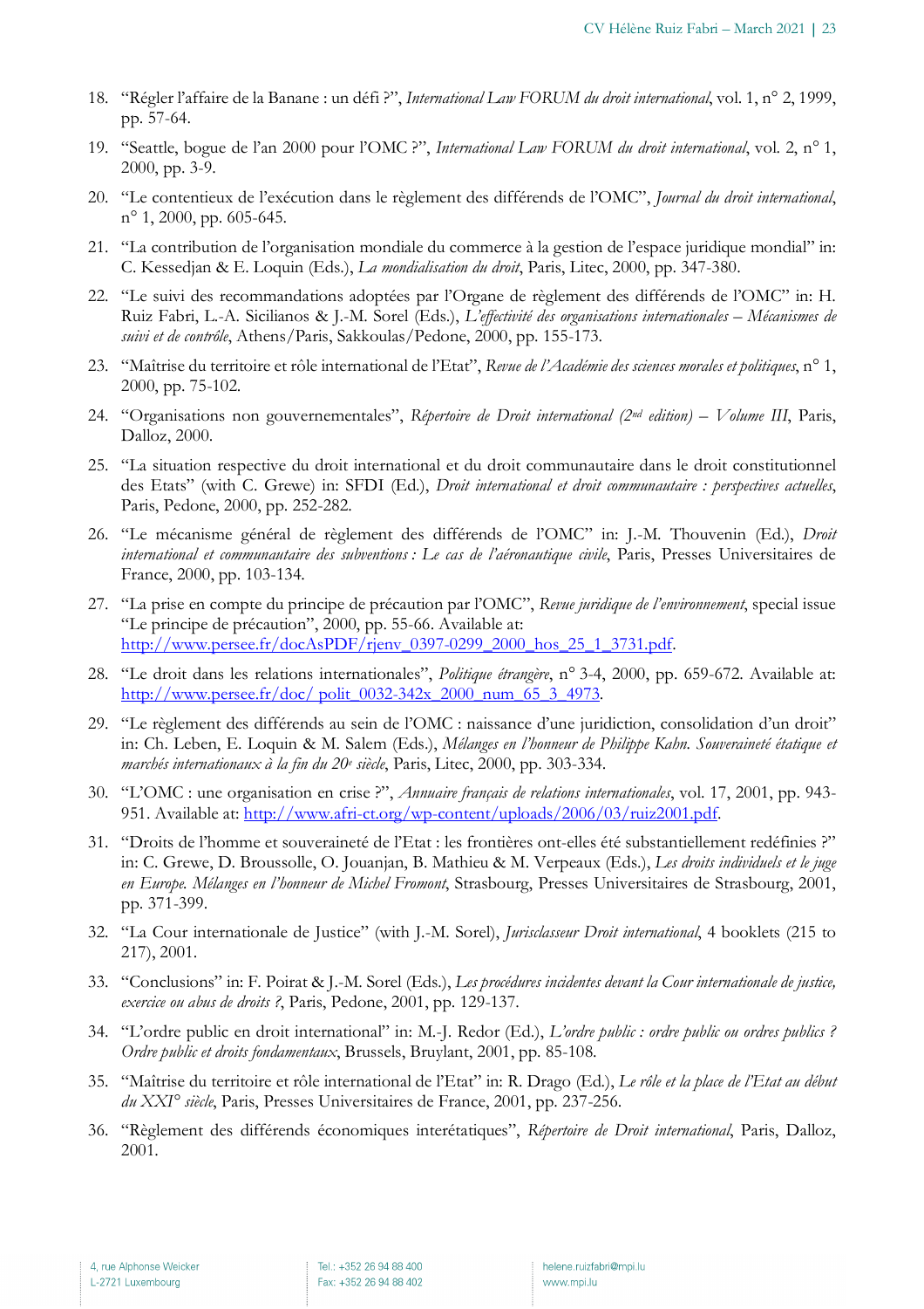18. "Régler l'affaire de la Banane : un défi ?", *International Law FORUM du droit international*, vol. 1, n° 2, 1999, pp. 57-64.

19. "Seattle, bogue de l'an 2000 pour l'OMC ?", *International Law FORUM du droit international*, vol. 2, n° 1, 2000, pp. 3-9.

20. "Le contentieux de l'exécution dans le règlement des différends de l'OMC", *Journal du droit international*, n° 1, 2000, pp. 605-645.

21. "La contribution de l'organisation mondiale du commerce à la gestion de l'espace juridique mondial" in: C. Kessedjan & E. Loquin (Eds.), *La mondialisation du droit*, Paris, Litec, 2000, pp. 347-380.

22. "Le suivi des recommandations adoptées par l'Organe de règlement des différends de l'OMC" in: H. Ruiz Fabri, L.-A. Sicilianos & J.-M. Sorel (Eds.), *L'effectivité des organisations internationales – Mécanismes de suivi et de contrôle*, Athens/Paris, Sakkoulas/Pedone, 2000, pp. 155-173.

23. "Maîtrise du territoire et rôle international de l'Etat", *Revue de l'Académie des sciences morales et politiques*, n° 1, 2000, pp. 75-102.

24. "Organisations non gouvernementales", *Répertoire de Droit international (2nd edition) – Volume III*, Paris, Dalloz, 2000.

25. "La situation respective du droit international et du droit communautaire dans le droit constitutionnel des Etats" (with C. Grewe) in: SFDI (Ed.), *Droit international et droit communautaire : perspectives actuelles*, Paris, Pedone, 2000, pp. 252-282.

26. "Le mécanisme général de règlement des différends de l'OMC" in: J.-M. Thouvenin (Ed.), *Droit international et communautaire des subventions : Le cas de l'aéronautique civile*, Paris, Presses Universitaires de France, 2000, pp. 103-134.

27. "La prise en compte du principe de précaution par l'OMC", *Revue juridique de l'environnement*, special issue "Le principe de précaution", 2000, pp. 55-66. Available at: http://www.persee.fr/docAsPDF/rjenv_0397-0299_2000_hos_25_1_3731.pdf.

28. "Le droit dans les relations internationales", *Politique étrangère*, n° 3-4, 2000, pp. 659-672. Available at: http://www.persee.fr/doc/ polit_0032-342x_2000_num_65_3_4973.

29. "Le règlement des différends au sein de l'OMC : naissance d'une juridiction, consolidation d'un droit" in: Ch. Leben, E. Loquin & M. Salem (Eds.), *Mélanges en l'honneur de Philippe Kahn. Souveraineté étatique et marchés internationaux à la fin du 20e siècle*, Paris, Litec, 2000, pp. 303-334.

30. "L'OMC : une organisation en crise ?", *Annuaire français de relations internationales*, vol. 17, 2001, pp. 943-951. Available at: http://www.afri-ct.org/wp-content/uploads/2006/03/ruiz2001.pdf.

31. "Droits de l'homme et souveraineté de l'Etat : les frontières ont-elles été substantiellement redéfinies ?" in: C. Grewe, D. Broussolle, O. Jouanjan, B. Mathieu & M. Verpeaux (Eds.), *Les droits individuels et le juge en Europe. Mélanges en l'honneur de Michel Fromont*, Strasbourg, Presses Universitaires de Strasbourg, 2001, pp. 371-399.

32. "La Cour internationale de Justice" (with J.-M. Sorel), *Jurisclasseur Droit international*, 4 booklets (215 to 217), 2001.

33. "Conclusions" in: F. Poirat & J.-M. Sorel (Eds.), *Les procédures incidentes devant la Cour internationale de justice, exercice ou abus de droits ?*, Paris, Pedone, 2001, pp. 129-137.

34. "L'ordre public en droit international" in: M.-J. Redor (Ed.), *L'ordre public : ordre public ou ordres publics ? Ordre public et droits fondamentaux*, Brussels, Bruylant, 2001, pp. 85-108.

35. "Maîtrise du territoire et rôle international de l'Etat" in: R. Drago (Ed.), *Le rôle et la place de l'Etat au début du XXI° siècle*, Paris, Presses Universitaires de France, 2001, pp. 237-256.

36. "Règlement des différends économiques interétatiques", *Répertoire de Droit international*, Paris, Dalloz, 2001.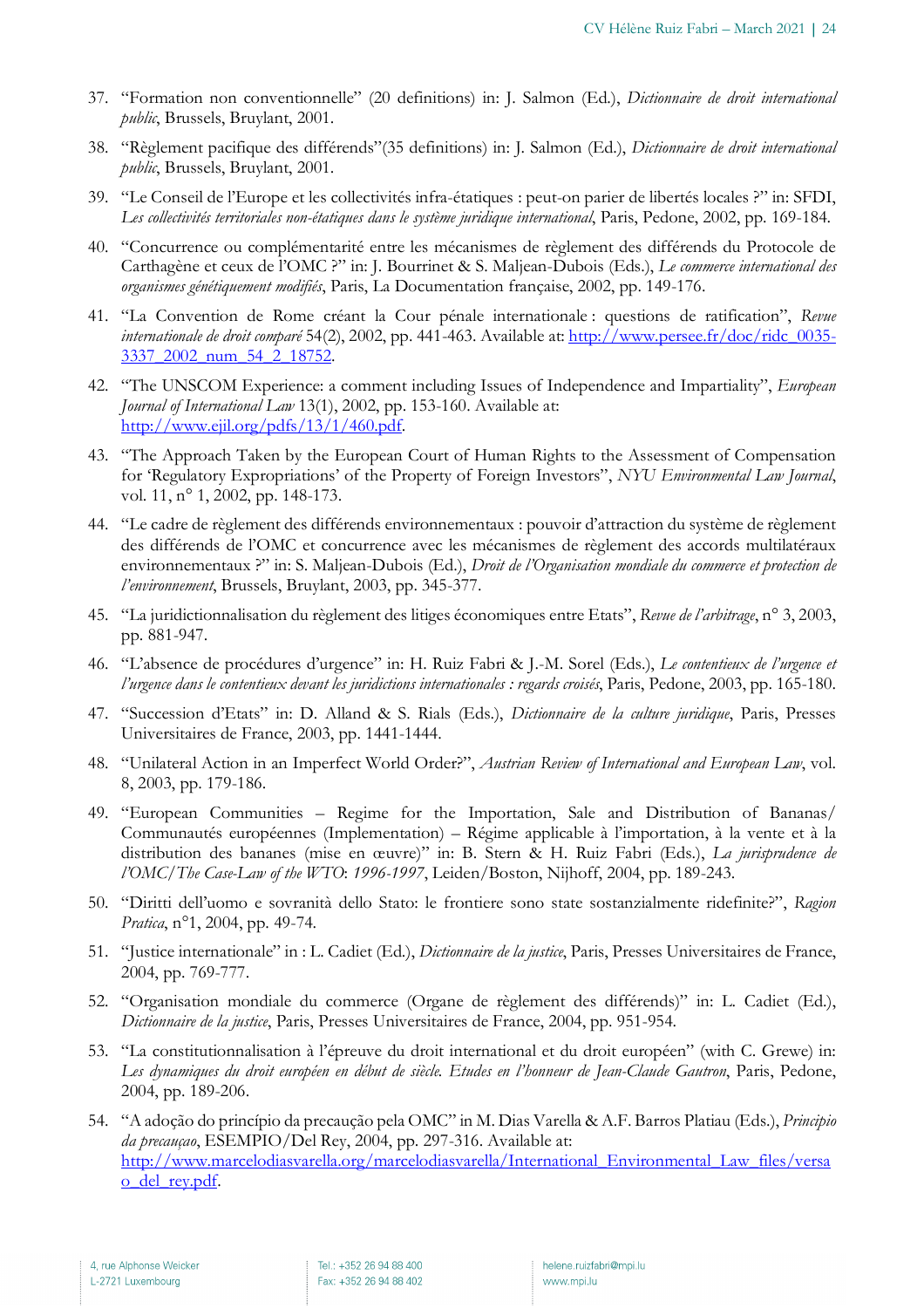37. "Formation non conventionnelle" (20 definitions) in: J. Salmon (Ed.), *Dictionnaire de droit international public*, Brussels, Bruylant, 2001.

38. "Règlement pacifique des différends"(35 definitions) in: J. Salmon (Ed.), *Dictionnaire de droit international public*, Brussels, Bruylant, 2001.

39. "Le Conseil de l'Europe et les collectivités infra-étatiques : peut-on parier de libertés locales ?" in: SFDI, *Les collectivités territoriales non-étatiques dans le système juridique international*, Paris, Pedone, 2002, pp. 169-184.

40. "Concurrence ou complémentarité entre les mécanismes de règlement des différends du Protocole de Carthagène et ceux de l'OMC ?" in: J. Bourrinet & S. Maljean-Dubois (Eds.), *Le commerce international des organismes génétiquement modifiés*, Paris, La Documentation française, 2002, pp. 149-176.

41. "La Convention de Rome créant la Cour pénale internationale : questions de ratification", *Revue internationale de droit comparé* 54(2), 2002, pp. 441-463. Available at: http://www.persee.fr/doc/ridc_0035-3337_2002_num_54_2_18752.

42. "The UNSCOM Experience: a comment including Issues of Independence and Impartiality", *European Journal of International Law* 13(1), 2002, pp. 153-160. Available at: http://www.ejil.org/pdfs/13/1/460.pdf.

43. "The Approach Taken by the European Court of Human Rights to the Assessment of Compensation for 'Regulatory Expropriations' of the Property of Foreign Investors", *NYU Environmental Law Journal*, vol. 11, n° 1, 2002, pp. 148-173.

44. "Le cadre de règlement des différends environnementaux : pouvoir d'attraction du système de règlement des différends de l'OMC et concurrence avec les mécanismes de règlement des accords multilatéraux environnementaux ?" in: S. Maljean-Dubois (Ed.), *Droit de l'Organisation mondiale du commerce et protection de l'environnement*, Brussels, Bruylant, 2003, pp. 345-377.

45. "La juridictionnalisation du règlement des litiges économiques entre Etats", *Revue de l'arbitrage*, n° 3, 2003, pp. 881-947.

46. "L'absence de procédures d'urgence" in: H. Ruiz Fabri & J.-M. Sorel (Eds.), *Le contentieux de l'urgence et l'urgence dans le contentieux devant les juridictions internationales : regards croisés*, Paris, Pedone, 2003, pp. 165-180.

47. "Succession d'Etats" in: D. Alland & S. Rials (Eds.), *Dictionnaire de la culture juridique*, Paris, Presses Universitaires de France, 2003, pp. 1441-1444.

48. "Unilateral Action in an Imperfect World Order?", *Austrian Review of International and European Law*, vol. 8, 2003, pp. 179-186.

49. "European Communities – Regime for the Importation, Sale and Distribution of Bananas/ Communautés européennes (Implementation) – Régime applicable à l'importation, à la vente et à la distribution des bananes (mise en œuvre)" in: B. Stern & H. Ruiz Fabri (Eds.), *La jurisprudence de l'OMC/The Case-Law of the WTO*: *1996-1997*, Leiden/Boston, Nijhoff, 2004, pp. 189-243.

50. "Diritti dell'uomo e sovranità dello Stato: le frontiere sono state sostanzialmente ridefinite?", *Ragion Pratica*, n°1, 2004, pp. 49-74.

51. "Justice internationale" in : L. Cadiet (Ed.), *Dictionnaire de la justice*, Paris, Presses Universitaires de France, 2004, pp. 769-777.

52. "Organisation mondiale du commerce (Organe de règlement des différends)" in: L. Cadiet (Ed.), *Dictionnaire de la justice*, Paris, Presses Universitaires de France, 2004, pp. 951-954.

53. "La constitutionnalisation à l'épreuve du droit international et du droit européen" (with C. Grewe) in: *Les dynamiques du droit européen en début de siècle. Etudes en l'honneur de Jean-Claude Gautron*, Paris, Pedone, 2004, pp. 189-206.

54. "A adoção do princípio da precaução pela OMC" in M. Dias Varella & A.F. Barros Platiau (Eds.), *Principio da precauçao*, ESEMPIO/Del Rey, 2004, pp. 297-316. Available at: http://www.marcelodiasvarella.org/marcelodiasvarella/International_Environmental_Law_files/versao_del_rey.pdf.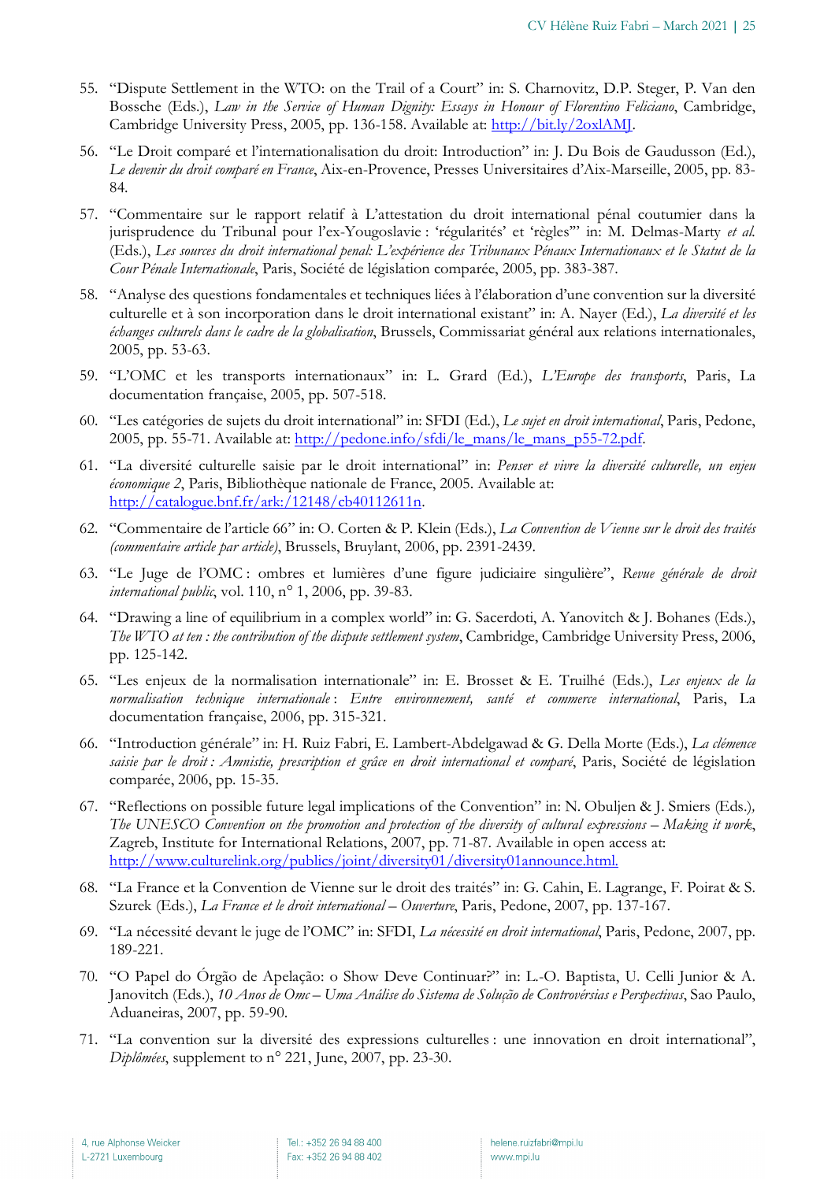55. "Dispute Settlement in the WTO: on the Trail of a Court" in: S. Charnovitz, D.P. Steger, P. Van den Bossche (Eds.), *Law in the Service of Human Dignity: Essays in Honour of Florentino Feliciano*, Cambridge, Cambridge University Press, 2005, pp. 136-158. Available at: http://bit.ly/2oxlAMJ.

56. "Le Droit comparé et l'internationalisation du droit: Introduction" in: J. Du Bois de Gaudusson (Ed.), *Le devenir du droit comparé en France*, Aix-en-Provence, Presses Universitaires d'Aix-Marseille, 2005, pp. 83-84.

57. "Commentaire sur le rapport relatif à L'attestation du droit international pénal coutumier dans la jurisprudence du Tribunal pour l'ex-Yougoslavie : 'régularités' et 'règles'" in: M. Delmas-Marty *et al.* (Eds.), *Les sources du droit international penal: L'expérience des Tribunaux Pénaux Internationaux et le Statut de la Cour Pénale Internationale*, Paris, Société de législation comparée, 2005, pp. 383-387.

58. "Analyse des questions fondamentales et techniques liées à l'élaboration d'une convention sur la diversité culturelle et à son incorporation dans le droit international existant" in: A. Nayer (Ed.), *La diversité et les échanges culturels dans le cadre de la globalisation*, Brussels, Commissariat général aux relations internationales, 2005, pp. 53-63.

59. "L'OMC et les transports internationaux" in: L. Grard (Ed.), *L'Europe des transports*, Paris, La documentation française, 2005, pp. 507-518.

60. "Les catégories de sujets du droit international" in: SFDI (Ed.), *Le sujet en droit international*, Paris, Pedone, 2005, pp. 55-71. Available at: http://pedone.info/sfdi/le_mans/le_mans_p55-72.pdf.

61. "La diversité culturelle saisie par le droit international" in: *Penser et vivre la diversité culturelle, un enjeu économique 2*, Paris, Bibliothèque nationale de France, 2005. Available at: http://catalogue.bnf.fr/ark:/12148/cb40112611n.

62. "Commentaire de l'article 66" in: O. Corten & P. Klein (Eds.), *La Convention de Vienne sur le droit des traités (commentaire article par article)*, Brussels, Bruylant, 2006, pp. 2391-2439.

63. "Le Juge de l'OMC : ombres et lumières d'une figure judiciaire singulière", *Revue générale de droit international public*, vol. 110, n° 1, 2006, pp. 39-83.

64. "Drawing a line of equilibrium in a complex world" in: G. Sacerdoti, A. Yanovitch & J. Bohanes (Eds.), *The WTO at ten : the contribution of the dispute settlement system*, Cambridge, Cambridge University Press, 2006, pp. 125-142.

65. "Les enjeux de la normalisation internationale" in: E. Brosset & E. Truilhé (Eds.), *Les enjeux de la normalisation technique internationale : Entre environnement, santé et commerce international*, Paris, La documentation française, 2006, pp. 315-321.

66. "Introduction générale" in: H. Ruiz Fabri, E. Lambert-Abdelgawad & G. Della Morte (Eds.), *La clémence saisie par le droit : Amnistie, prescription et grâce en droit international et comparé*, Paris, Société de législation comparée, 2006, pp. 15-35.

67. "Reflections on possible future legal implications of the Convention" in: N. Obuljen & J. Smiers (Eds.), *The UNESCO Convention on the promotion and protection of the diversity of cultural expressions – Making it work*, Zagreb, Institute for International Relations, 2007, pp. 71-87. Available in open access at: http://www.culturelink.org/publics/joint/diversity01/diversity01announce.html.

68. "La France et la Convention de Vienne sur le droit des traités" in: G. Cahin, E. Lagrange, F. Poirat & S. Szurek (Eds.), *La France et le droit international – Ouverture*, Paris, Pedone, 2007, pp. 137-167.

69. "La nécessité devant le juge de l'OMC" in: SFDI, *La nécessité en droit international*, Paris, Pedone, 2007, pp. 189-221.

70. "O Papel do Órgão de Apelação: o Show Deve Continuar?" in: L.-O. Baptista, U. Celli Junior & A. Janovitch (Eds.), *10 Anos de Omc – Uma Análise do Sistema de Solução de Controvérsias e Perspectivas*, Sao Paulo, Aduaneiras, 2007, pp. 59-90.

71. "La convention sur la diversité des expressions culturelles : une innovation en droit international", *Diplômées*, supplement to n° 221, June, 2007, pp. 23-30.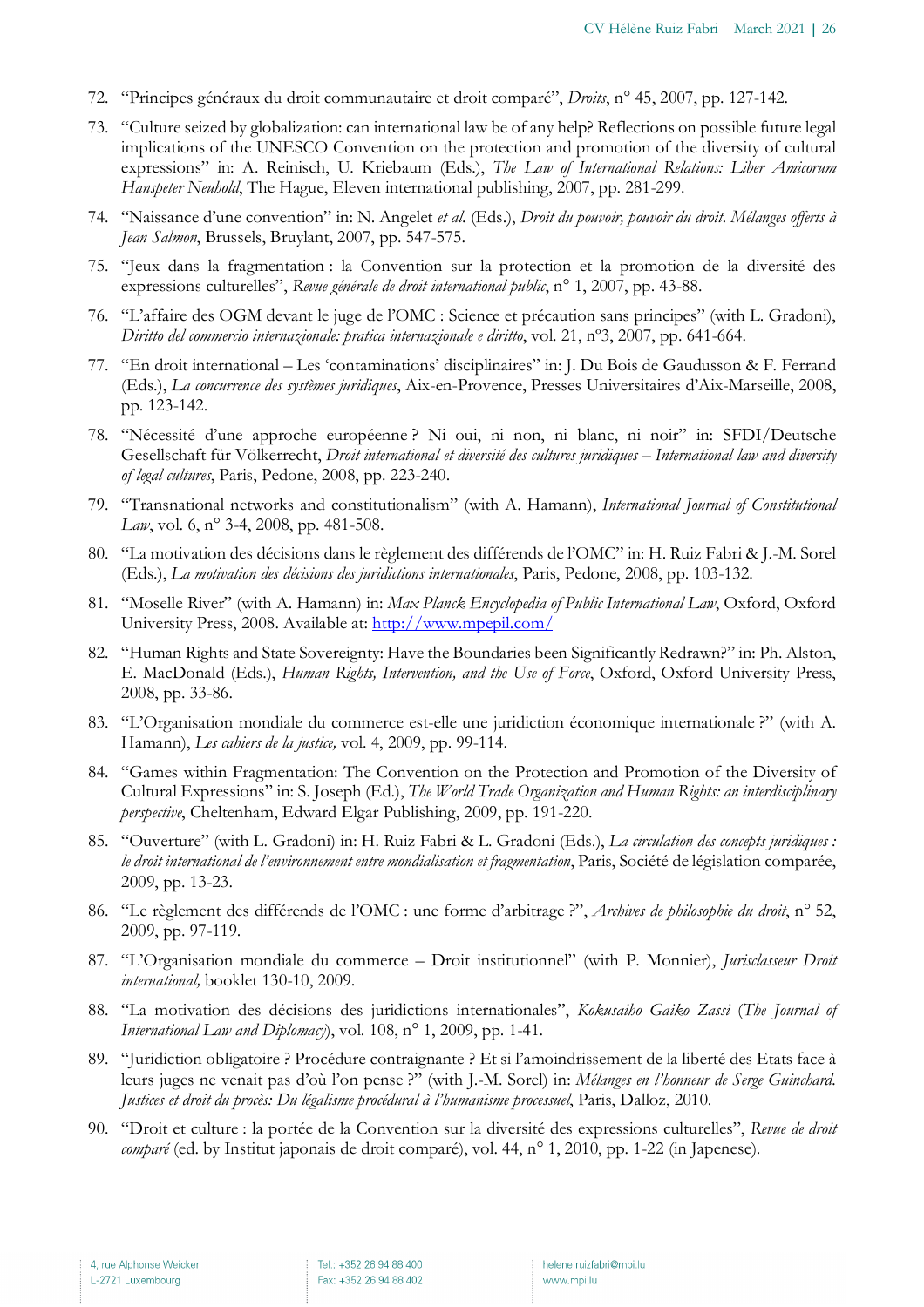72. "Principes généraux du droit communautaire et droit comparé", *Droits*, n° 45, 2007, pp. 127-142.
73. "Culture seized by globalization: can international law be of any help? Reflections on possible future legal implications of the UNESCO Convention on the protection and promotion of the diversity of cultural expressions" in: A. Reinisch, U. Kriebaum (Eds.), *The Law of International Relations: Liber Amicorum Hanspeter Neuhold*, The Hague, Eleven international publishing, 2007, pp. 281-299.
74. "Naissance d'une convention" in: N. Angelet *et al.* (Eds.), *Droit du pouvoir, pouvoir du droit. Mélanges offerts à Jean Salmon*, Brussels, Bruylant, 2007, pp. 547-575.
75. "Jeux dans la fragmentation : la Convention sur la protection et la promotion de la diversité des expressions culturelles", *Revue générale de droit international public*, n° 1, 2007, pp. 43-88.
76. "L'affaire des OGM devant le juge de l'OMC : Science et précaution sans principes" (with L. Gradoni), *Diritto del commercio internazionale: pratica internazionale e diritto*, vol. 21, n°3, 2007, pp. 641-664.
77. "En droit international – Les 'contaminations' disciplinaires" in: J. Du Bois de Gaudusson & F. Ferrand (Eds.), *La concurrence des systèmes juridiques*, Aix-en-Provence, Presses Universitaires d'Aix-Marseille, 2008, pp. 123-142.
78. "Nécessité d'une approche européenne ? Ni oui, ni non, ni blanc, ni noir" in: SFDI/Deutsche Gesellschaft für Völkerrecht, *Droit international et diversité des cultures juridiques – International law and diversity of legal cultures*, Paris, Pedone, 2008, pp. 223-240.
79. "Transnational networks and constitutionalism" (with A. Hamann), *International Journal of Constitutional Law*, vol. 6, n° 3-4, 2008, pp. 481-508.
80. "La motivation des décisions dans le règlement des différends de l'OMC" in: H. Ruiz Fabri & J.-M. Sorel (Eds.), *La motivation des décisions des juridictions internationales*, Paris, Pedone, 2008, pp. 103-132.
81. "Moselle River" (with A. Hamann) in: *Max Planck Encyclopedia of Public International Law*, Oxford, Oxford University Press, 2008. Available at: http://www.mpepil.com/
82. "Human Rights and State Sovereignty: Have the Boundaries been Significantly Redrawn?" in: Ph. Alston, E. MacDonald (Eds.), *Human Rights, Intervention, and the Use of Force*, Oxford, Oxford University Press, 2008, pp. 33-86.
83. "L'Organisation mondiale du commerce est-elle une juridiction économique internationale ?" (with A. Hamann), *Les cahiers de la justice,* vol. 4, 2009, pp. 99-114.
84. "Games within Fragmentation: The Convention on the Protection and Promotion of the Diversity of Cultural Expressions" in: S. Joseph (Ed.), *The World Trade Organization and Human Rights: an interdisciplinary perspective*, Cheltenham, Edward Elgar Publishing, 2009, pp. 191-220.
85. "Ouverture" (with L. Gradoni) in: H. Ruiz Fabri & L. Gradoni (Eds.), *La circulation des concepts juridiques : le droit international de l'environnement entre mondialisation et fragmentation*, Paris, Société de législation comparée, 2009, pp. 13-23.
86. "Le règlement des différends de l'OMC : une forme d'arbitrage ?", *Archives de philosophie du droit*, n° 52, 2009, pp. 97-119.
87. "L'Organisation mondiale du commerce – Droit institutionnel" (with P. Monnier), *Jurisclasseur Droit international,* booklet 130-10, 2009.
88. "La motivation des décisions des juridictions internationales", *Kokusaiho Gaiko Zassi* (*The Journal of International Law and Diplomacy*), vol. 108, n° 1, 2009, pp. 1-41.
89. "Juridiction obligatoire ? Procédure contraignante ? Et si l'amoindrissement de la liberté des Etats face à leurs juges ne venait pas d'où l'on pense ?" (with J.-M. Sorel) in: *Mélanges en l'honneur de Serge Guinchard. Justices et droit du procès: Du légalisme procédural à l'humanisme processuel*, Paris, Dalloz, 2010.
90. "Droit et culture : la portée de la Convention sur la diversité des expressions culturelles", *Revue de droit comparé* (ed. by Institut japonais de droit comparé), vol. 44, n° 1, 2010, pp. 1-22 (in Japenese).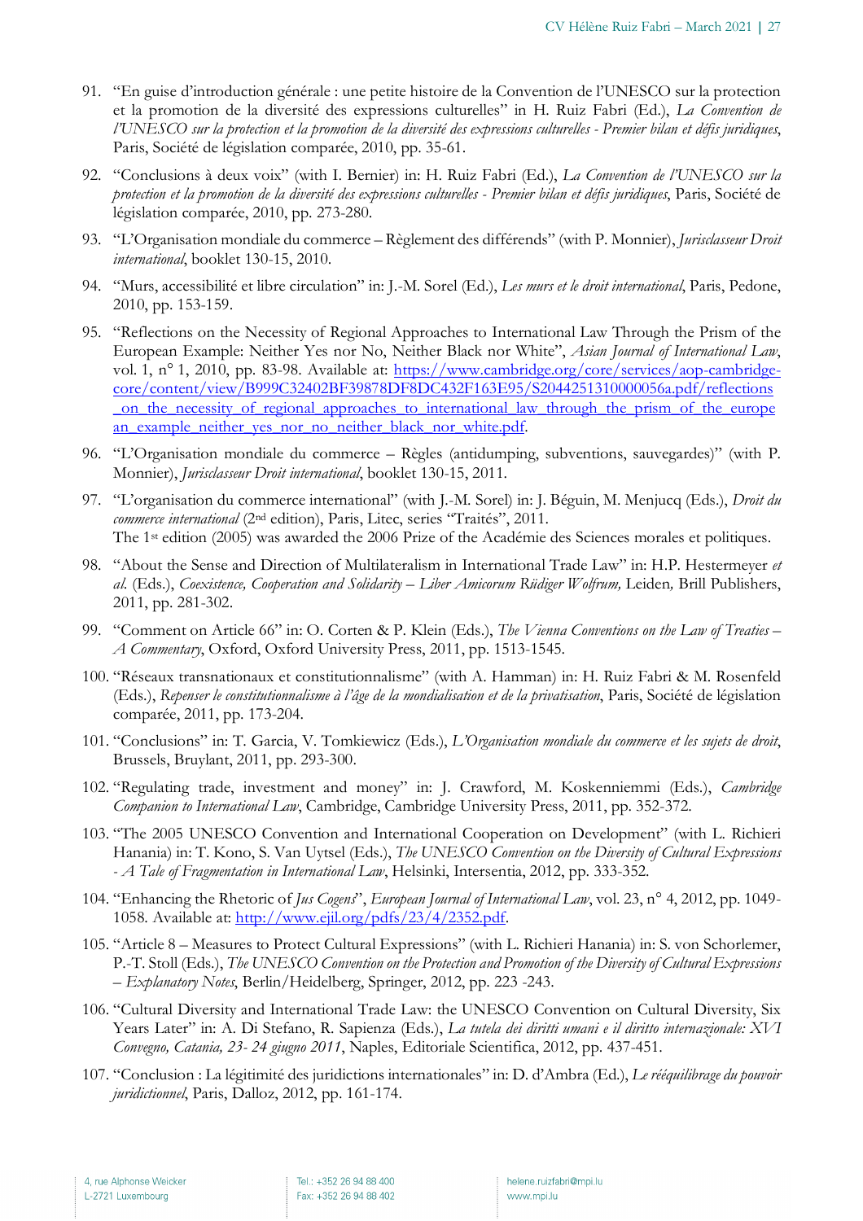91. "En guise d'introduction générale : une petite histoire de la Convention de l'UNESCO sur la protection et la promotion de la diversité des expressions culturelles" in H. Ruiz Fabri (Ed.), *La Convention de l'UNESCO sur la protection et la promotion de la diversité des expressions culturelles - Premier bilan et défis juridiques*, Paris, Société de législation comparée, 2010, pp. 35-61.

92. "Conclusions à deux voix" (with I. Bernier) in: H. Ruiz Fabri (Ed.), *La Convention de l'UNESCO sur la protection et la promotion de la diversité des expressions culturelles - Premier bilan et défis juridiques*, Paris, Société de législation comparée, 2010, pp. 273-280.

93. "L'Organisation mondiale du commerce – Règlement des différends" (with P. Monnier), *Jurisclasseur Droit international*, booklet 130-15, 2010.

94. "Murs, accessibilité et libre circulation" in: J.-M. Sorel (Ed.), *Les murs et le droit international*, Paris, Pedone, 2010, pp. 153-159.

95. "Reflections on the Necessity of Regional Approaches to International Law Through the Prism of the European Example: Neither Yes nor No, Neither Black nor White", *Asian Journal of International Law*, vol. 1, n° 1, 2010, pp. 83-98. Available at: https://www.cambridge.org/core/services/aop-cambridge-core/content/view/B999C32402BF39878DF8DC432F163E95/S2044251310000056a.pdf/reflections_on_the_necessity_of_regional_approaches_to_international_law_through_the_prism_of_the_european_example_neither_yes_nor_no_neither_black_nor_white.pdf.

96. "L'Organisation mondiale du commerce – Règles (antidumping, subventions, sauvegardes)" (with P. Monnier), *Jurisclasseur Droit international*, booklet 130-15, 2011.

97. "L'organisation du commerce international" (with J.-M. Sorel) in: J. Béguin, M. Menjucq (Eds.), *Droit du commerce international* (2nd edition), Paris, Litec, series "Traités", 2011.
The 1st edition (2005) was awarded the 2006 Prize of the Académie des Sciences morales et politiques.

98. "About the Sense and Direction of Multilateralism in International Trade Law" in: H.P. Hestermeyer *et al.* (Eds.), *Coexistence, Cooperation and Solidarity – Liber Amicorum Rüdiger Wolfrum,* Leiden*,* Brill Publishers, 2011, pp. 281-302.

99. "Comment on Article 66" in: O. Corten & P. Klein (Eds.), *The Vienna Conventions on the Law of Treaties – A Commentary*, Oxford, Oxford University Press, 2011, pp. 1513-1545.

100. "Réseaux transnationaux et constitutionnalisme" (with A. Hamman) in: H. Ruiz Fabri & M. Rosenfeld (Eds.), *Repenser le constitutionnalisme à l'âge de la mondialisation et de la privatisation*, Paris, Société de législation comparée, 2011, pp. 173-204.

101. "Conclusions" in: T. Garcia, V. Tomkiewicz (Eds.), *L'Organisation mondiale du commerce et les sujets de droit*, Brussels, Bruylant, 2011, pp. 293-300.

102. "Regulating trade, investment and money" in: J. Crawford, M. Koskenniemmi (Eds.), *Cambridge Companion to International Law*, Cambridge, Cambridge University Press, 2011, pp. 352-372.

103. "The 2005 UNESCO Convention and International Cooperation on Development" (with L. Richieri Hanania) in: T. Kono, S. Van Uytsel (Eds.), *The UNESCO Convention on the Diversity of Cultural Expressions - A Tale of Fragmentation in International Law*, Helsinki, Intersentia, 2012, pp. 333-352.

104. "Enhancing the Rhetoric of *Jus Cogens*", *European Journal of International Law*, vol. 23, n° 4, 2012, pp. 1049-1058. Available at: http://www.ejil.org/pdfs/23/4/2352.pdf.

105. "Article 8 – Measures to Protect Cultural Expressions" (with L. Richieri Hanania) in: S. von Schorlemer, P.-T. Stoll (Eds.), *The UNESCO Convention on the Protection and Promotion of the Diversity of Cultural Expressions – Explanatory Notes*, Berlin/Heidelberg, Springer, 2012, pp. 223 -243.

106. "Cultural Diversity and International Trade Law: the UNESCO Convention on Cultural Diversity, Six Years Later" in: A. Di Stefano, R. Sapienza (Eds.), *La tutela dei diritti umani e il diritto internazionale: XVI Convegno, Catania, 23- 24 giugno 2011*, Naples, Editoriale Scientifica, 2012, pp. 437-451.

107. "Conclusion : La légitimité des juridictions internationales" in: D. d'Ambra (Ed.), *Le rééquilibrage du pouvoir juridictionnel*, Paris, Dalloz, 2012, pp. 161-174.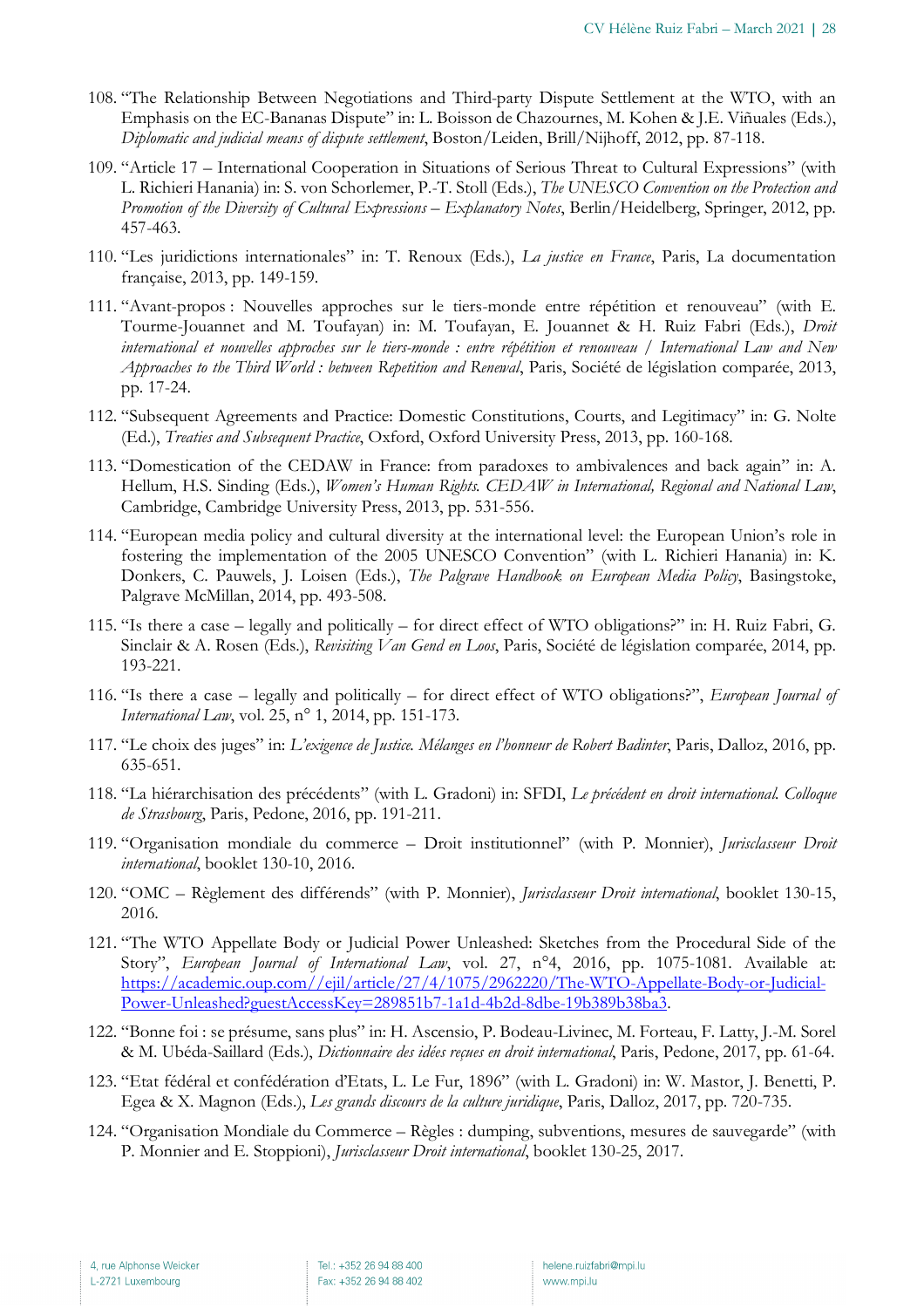108. "The Relationship Between Negotiations and Third-party Dispute Settlement at the WTO, with an Emphasis on the EC-Bananas Dispute" in: L. Boisson de Chazournes, M. Kohen & J.E. Viñuales (Eds.), *Diplomatic and judicial means of dispute settlement*, Boston/Leiden, Brill/Nijhoff, 2012, pp. 87-118.

109. "Article 17 – International Cooperation in Situations of Serious Threat to Cultural Expressions" (with L. Richieri Hanania) in: S. von Schorlemer, P.-T. Stoll (Eds.), *The UNESCO Convention on the Protection and Promotion of the Diversity of Cultural Expressions – Explanatory Notes*, Berlin/Heidelberg, Springer, 2012, pp. 457-463.

110. "Les juridictions internationales" in: T. Renoux (Eds.), *La justice en France*, Paris, La documentation française, 2013, pp. 149-159.

111. "Avant-propos : Nouvelles approches sur le tiers-monde entre répétition et renouveau" (with E. Tourme-Jouannet and M. Toufayan) in: M. Toufayan, E. Jouannet & H. Ruiz Fabri (Eds.), *Droit international et nouvelles approches sur le tiers-monde : entre répétition et renouveau / International Law and New Approaches to the Third World : between Repetition and Renewal*, Paris, Société de législation comparée, 2013, pp. 17-24.

112. "Subsequent Agreements and Practice: Domestic Constitutions, Courts, and Legitimacy" in: G. Nolte (Ed.), *Treaties and Subsequent Practice*, Oxford, Oxford University Press, 2013, pp. 160-168.

113. "Domestication of the CEDAW in France: from paradoxes to ambivalences and back again" in: A. Hellum, H.S. Sinding (Eds.), *Women's Human Rights. CEDAW in International, Regional and National Law*, Cambridge, Cambridge University Press, 2013, pp. 531-556.

114. "European media policy and cultural diversity at the international level: the European Union's role in fostering the implementation of the 2005 UNESCO Convention" (with L. Richieri Hanania) in: K. Donkers, C. Pauwels, J. Loisen (Eds.), *The Palgrave Handbook on European Media Policy*, Basingstoke, Palgrave McMillan, 2014, pp. 493-508.

115. "Is there a case – legally and politically – for direct effect of WTO obligations?" in: H. Ruiz Fabri, G. Sinclair & A. Rosen (Eds.), *Revisiting Van Gend en Loos*, Paris, Société de législation comparée, 2014, pp. 193-221.

116. "Is there a case – legally and politically – for direct effect of WTO obligations?", *European Journal of International Law*, vol. 25, n° 1, 2014, pp. 151-173.

117. "Le choix des juges" in: *L'exigence de Justice. Mélanges en l'honneur de Robert Badinter*, Paris, Dalloz, 2016, pp. 635-651.

118. "La hiérarchisation des précédents" (with L. Gradoni) in: SFDI, *Le précédent en droit international. Colloque de Strasbourg*, Paris, Pedone, 2016, pp. 191-211.

119. "Organisation mondiale du commerce – Droit institutionnel" (with P. Monnier), *Jurisclasseur Droit international*, booklet 130-10, 2016.

120. "OMC – Règlement des différends" (with P. Monnier), *Jurisclasseur Droit international*, booklet 130-15, 2016.

121. "The WTO Appellate Body or Judicial Power Unleashed: Sketches from the Procedural Side of the Story", *European Journal of International Law*, vol. 27, n°4, 2016, pp. 1075-1081. Available at: [https://academic.oup.com//ejil/article/27/4/1075/2962220/The-WTO-Appellate-Body-or-Judicial-Power-Unleashed?guestAccessKey=289851b7-1a1d-4b2d-8dbe-19b389b38ba3](https://academic.oup.com//ejil/article/27/4/1075/2962220/The-WTO-Appellate-Body-or-Judicial-Power-Unleashed?guestAccessKey=289851b7-1a1d-4b2d-8dbe-19b389b38ba3).

122. "Bonne foi : se présume, sans plus" in: H. Ascensio, P. Bodeau-Livinec, M. Forteau, F. Latty, J.-M. Sorel & M. Ubéda-Saillard (Eds.), *Dictionnaire des idées reçues en droit international*, Paris, Pedone, 2017, pp. 61-64.

123. "Etat fédéral et confédération d'Etats, L. Le Fur, 1896" (with L. Gradoni) in: W. Mastor, J. Benetti, P. Egea & X. Magnon (Eds.), *Les grands discours de la culture juridique*, Paris, Dalloz, 2017, pp. 720-735.

124. "Organisation Mondiale du Commerce – Règles : dumping, subventions, mesures de sauvegarde" (with P. Monnier and E. Stoppioni), *Jurisclasseur Droit international*, booklet 130-25, 2017.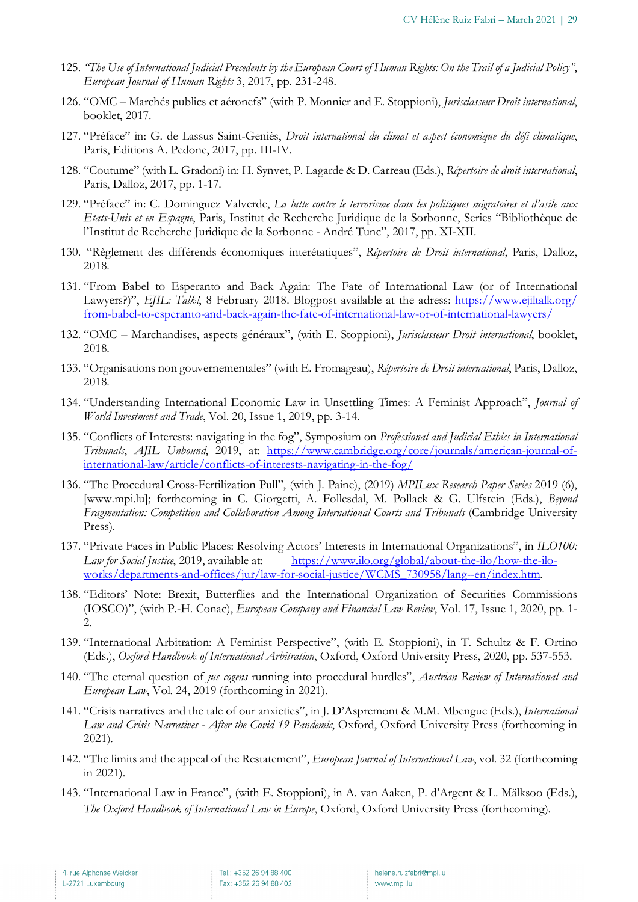125. *"The Use of International Judicial Precedents by the European Court of Human Rights: On the Trail of a Judicial Policy"*, *European Journal of Human Rights* 3, 2017, pp. 231-248.
126. "OMC – Marchés publics et aéronefs" (with P. Monnier and E. Stoppioni), *Jurisclasseur Droit international*, booklet, 2017.
127. "Préface" in: G. de Lassus Saint-Geniès, *Droit international du climat et aspect économique du défi climatique*, Paris, Editions A. Pedone, 2017, pp. III-IV.
128. "Coutume" (with L. Gradoni) in: H. Synvet, P. Lagarde & D. Carreau (Eds.), *Répertoire de droit international*, Paris, Dalloz, 2017, pp. 1-17.
129. "Préface" in: C. Dominguez Valverde, *La lutte contre le terrorisme dans les politiques migratoires et d'asile aux Etats-Unis et en Espagne*, Paris, Institut de Recherche Juridique de la Sorbonne, Series "Bibliothèque de l'Institut de Recherche Juridique de la Sorbonne - André Tunc", 2017, pp. XI-XII.
130. "Règlement des différends économiques interétatiques", *Répertoire de Droit international*, Paris, Dalloz, 2018.
131. "From Babel to Esperanto and Back Again: The Fate of International Law (or of International Lawyers?)", *EJIL: Talk!*, 8 February 2018. Blogpost available at the adress: [https://www.ejiltalk.org/from-babel-to-esperanto-and-back-again-the-fate-of-international-law-or-of-international-lawyers/](https://www.ejiltalk.org/from-babel-to-esperanto-and-back-again-the-fate-of-international-law-or-of-international-lawyers/)
132. "OMC – Marchandises, aspects généraux", (with E. Stoppioni), *Jurisclasseur Droit international*, booklet, 2018.
133. "Organisations non gouvernementales" (with E. Fromageau), *Répertoire de Droit international*, Paris, Dalloz, 2018.
134. "Understanding International Economic Law in Unsettling Times: A Feminist Approach", *Journal of World Investment and Trade*, Vol. 20, Issue 1, 2019, pp. 3-14.
135. "Conflicts of Interests: navigating in the fog", Symposium on *Professional and Judicial Ethics in International Tribunals*, *AJIL Unbound*, 2019, at: [https://www.cambridge.org/core/journals/american-journal-of-international-law/article/conflicts-of-interests-navigating-in-the-fog/](https://www.cambridge.org/core/journals/american-journal-of-international-law/article/conflicts-of-interests-navigating-in-the-fog/)
136. "The Procedural Cross-Fertilization Pull", (with J. Paine), (2019) *MPILux Research Paper Series* 2019 (6), [www.mpi.lu]; forthcoming in C. Giorgetti, A. Follesdal, M. Pollack & G. Ulfstein (Eds.), *Beyond Fragmentation: Competition and Collaboration Among International Courts and Tribunals* (Cambridge University Press).
137. "Private Faces in Public Places: Resolving Actors' Interests in International Organizations", in *ILO100: Law for Social Justice*, 2019, available at: [https://www.ilo.org/global/about-the-ilo/how-the-ilo-works/departments-and-offices/jur/law-for-social-justice/WCMS_730958/lang--en/index.htm](https://www.ilo.org/global/about-the-ilo/how-the-ilo-works/departments-and-offices/jur/law-for-social-justice/WCMS_730958/lang--en/index.htm).
138. "Editors' Note: Brexit, Butterflies and the International Organization of Securities Commissions (IOSCO)", (with P.-H. Conac), *European Company and Financial Law Review*, Vol. 17, Issue 1, 2020, pp. 1-2.
139. "International Arbitration: A Feminist Perspective", (with E. Stoppioni), in T. Schultz & F. Ortino (Eds.), *Oxford Handbook of International Arbitration*, Oxford, Oxford University Press, 2020, pp. 537-553.
140. "The eternal question of *jus cogens* running into procedural hurdles", *Austrian Review of International and European Law*, Vol. 24, 2019 (forthcoming in 2021).
141. "Crisis narratives and the tale of our anxieties", in J. D'Aspremont & M.M. Mbengue (Eds.), *International Law and Crisis Narratives - After the Covid 19 Pandemic*, Oxford, Oxford University Press (forthcoming in 2021).
142. "The limits and the appeal of the Restatement", *European Journal of International Law*, vol. 32 (forthcoming in 2021).
143. "International Law in France", (with E. Stoppioni), in A. van Aaken, P. d'Argent & L. Mälksoo (Eds.), *The Oxford Handbook of International Law in Europe*, Oxford, Oxford University Press (forthcoming).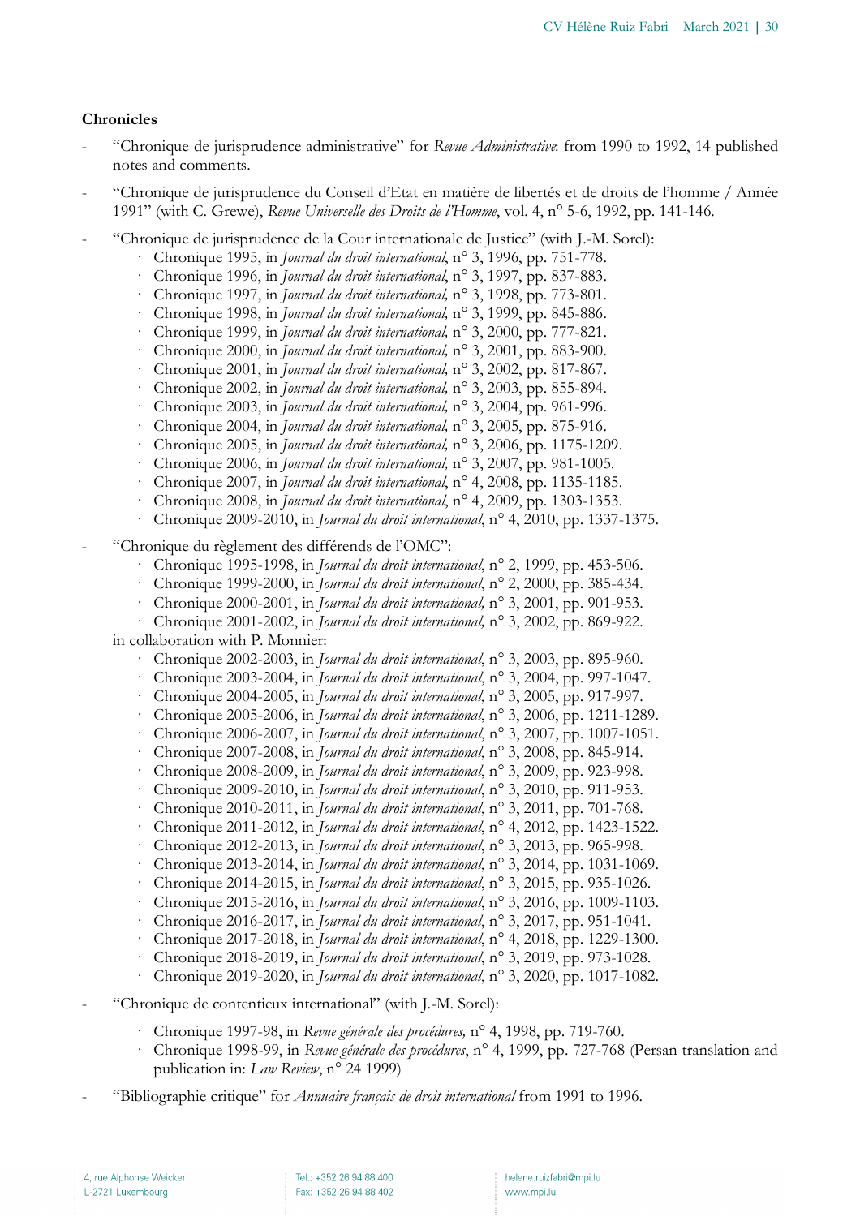**Chronicles**

- "Chronique de jurisprudence administrative" for *Revue Administrative*: from 1990 to 1992, 14 published notes and comments.
- "Chronique de jurisprudence du Conseil d'Etat en matière de libertés et de droits de l'homme / Année 1991" (with C. Grewe), *Revue Universelle des Droits de l'Homme*, vol. 4, n° 5-6, 1992, pp. 141-146.
- "Chronique de jurisprudence de la Cour internationale de Justice" (with J.-M. Sorel):
  - Chronique 1995, in *Journal du droit international*, n° 3, 1996, pp. 751-778.
  - Chronique 1996, in *Journal du droit international*, n° 3, 1997, pp. 837-883.
  - Chronique 1997, in *Journal du droit international,* n° 3, 1998, pp. 773-801.
  - Chronique 1998, in *Journal du droit international,* n° 3, 1999, pp. 845-886.
  - Chronique 1999, in *Journal du droit international,* n° 3, 2000, pp. 777-821.
  - Chronique 2000, in *Journal du droit international,* n° 3, 2001, pp. 883-900.
  - Chronique 2001, in *Journal du droit international,* n° 3, 2002, pp. 817-867.
  - Chronique 2002, in *Journal du droit international,* n° 3, 2003, pp. 855-894.
  - Chronique 2003, in *Journal du droit international,* n° 3, 2004, pp. 961-996.
  - Chronique 2004, in *Journal du droit international,* n° 3, 2005, pp. 875-916.
  - Chronique 2005, in *Journal du droit international,* n° 3, 2006, pp. 1175-1209.
  - Chronique 2006, in *Journal du droit international,* n° 3, 2007, pp. 981-1005.
  - Chronique 2007, in *Journal du droit international*, n° 4, 2008, pp. 1135-1185.
  - Chronique 2008, in *Journal du droit international*, n° 4, 2009, pp. 1303-1353.
  - Chronique 2009-2010, in *Journal du droit international*, n° 4, 2010, pp. 1337-1375.
- "Chronique du règlement des différends de l'OMC":
  - Chronique 1995-1998, in *Journal du droit international*, n° 2, 1999, pp. 453-506.
  - Chronique 1999-2000, in *Journal du droit international*, n° 2, 2000, pp. 385-434.
  - Chronique 2000-2001, in *Journal du droit international,* n° 3, 2001, pp. 901-953.
  - Chronique 2001-2002, in *Journal du droit international,* n° 3, 2002, pp. 869-922.

  in collaboration with P. Monnier:
  - Chronique 2002-2003, in *Journal du droit international*, n° 3, 2003, pp. 895-960.
  - Chronique 2003-2004, in *Journal du droit international*, n° 3, 2004, pp. 997-1047.
  - Chronique 2004-2005, in *Journal du droit international*, n° 3, 2005, pp. 917-997.
  - Chronique 2005-2006, in *Journal du droit international*, n° 3, 2006, pp. 1211-1289.
  - Chronique 2006-2007, in *Journal du droit international*, n° 3, 2007, pp. 1007-1051.
  - Chronique 2007-2008, in *Journal du droit international*, n° 3, 2008, pp. 845-914.
  - Chronique 2008-2009, in *Journal du droit international*, n° 3, 2009, pp. 923-998.
  - Chronique 2009-2010, in *Journal du droit international*, n° 3, 2010, pp. 911-953.
  - Chronique 2010-2011, in *Journal du droit international*, n° 3, 2011, pp. 701-768.
  - Chronique 2011-2012, in *Journal du droit international*, n° 4, 2012, pp. 1423-1522.
  - Chronique 2012-2013, in *Journal du droit international*, n° 3, 2013, pp. 965-998.
  - Chronique 2013-2014, in *Journal du droit international*, n° 3, 2014, pp. 1031-1069.
  - Chronique 2014-2015, in *Journal du droit international*, n° 3, 2015, pp. 935-1026.
  - Chronique 2015-2016, in *Journal du droit international*, n° 3, 2016, pp. 1009-1103.
  - Chronique 2016-2017, in *Journal du droit international*, n° 3, 2017, pp. 951-1041.
  - Chronique 2017-2018, in *Journal du droit international*, n° 4, 2018, pp. 1229-1300.
  - Chronique 2018-2019, in *Journal du droit international*, n° 3, 2019, pp. 973-1028.
  - Chronique 2019-2020, in *Journal du droit international*, n° 3, 2020, pp. 1017-1082.
- "Chronique de contentieux international" (with J.-M. Sorel):
  - Chronique 1997-98, in *Revue générale des procédures,* n° 4, 1998, pp. 719-760.
  - Chronique 1998-99, in *Revue générale des procédures*, n° 4, 1999, pp. 727-768 (Persan translation and publication in: *Law Review*, n° 24 1999)
- "Bibliographie critique" for *Annuaire français de droit international* from 1991 to 1996.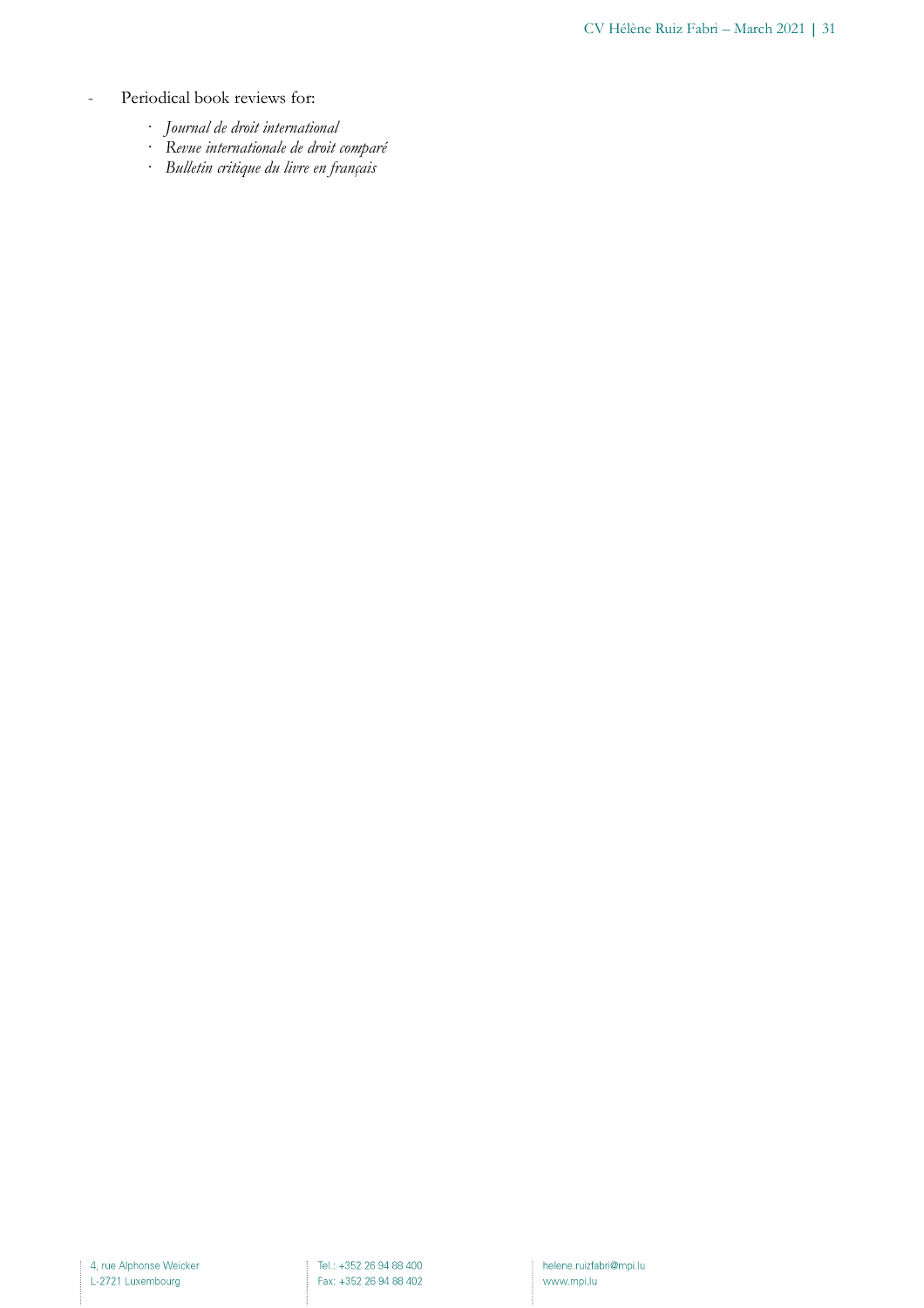- Periodical book reviews for:
  - *Journal de droit international*
  - *Revue internationale de droit comparé*
  - *Bulletin critique du livre en français*